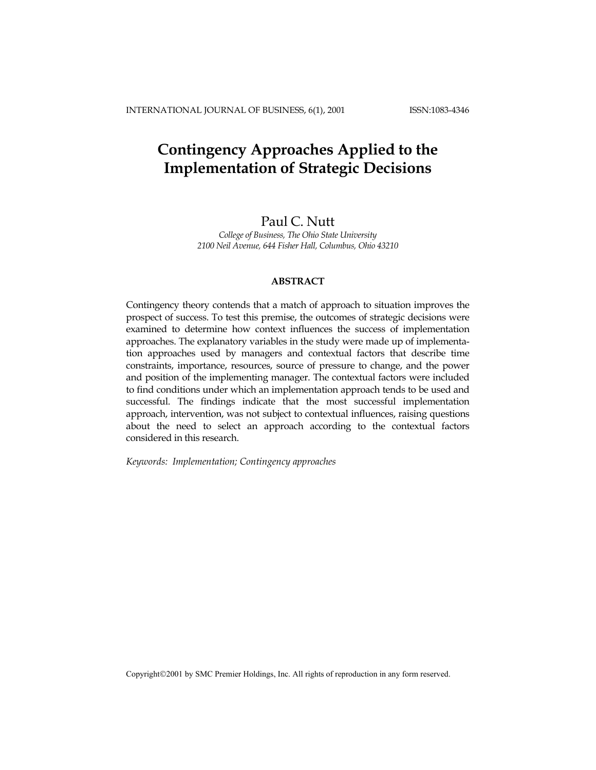# Contingency Approaches Applied to the Implementation of Strategic Decisions

Paul C. Nutt

*College of Business, The Ohio State University*
*2100 Neil Avenue, 644 Fisher Hall, Columbus, Ohio 43210*

## ABSTRACT

Contingency theory contends that a match of approach to situation improves the prospect of success. To test this premise, the outcomes of strategic decisions were examined to determine how context influences the success of implementation approaches. The explanatory variables in the study were made up of implementation approaches used by managers and contextual factors that describe time constraints, importance, resources, source of pressure to change, and the power and position of the implementing manager. The contextual factors were included to find conditions under which an implementation approach tends to be used and successful. The findings indicate that the most successful implementation approach, intervention, was not subject to contextual influences, raising questions about the need to select an approach according to the contextual factors considered in this research.

*Keywords: Implementation; Contingency approaches*

Copyright©2001 by SMC Premier Holdings, Inc. All rights of reproduction in any form reserved.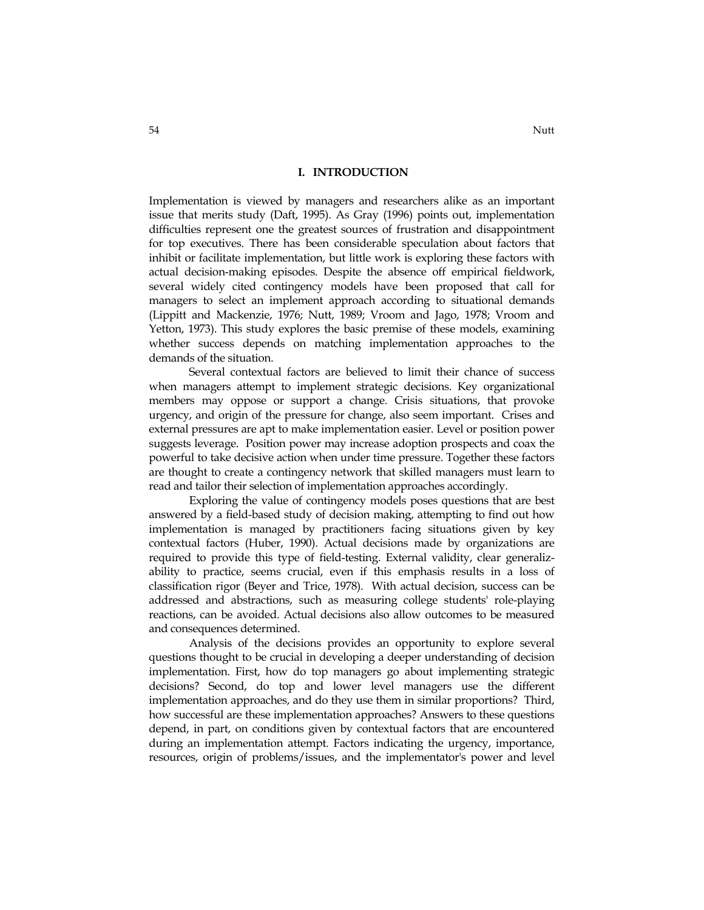## I. INTRODUCTION

Implementation is viewed by managers and researchers alike as an important issue that merits study (Daft, 1995). As Gray (1996) points out, implementation difficulties represent one the greatest sources of frustration and disappointment for top executives. There has been considerable speculation about factors that inhibit or facilitate implementation, but little work is exploring these factors with actual decision-making episodes. Despite the absence off empirical fieldwork, several widely cited contingency models have been proposed that call for managers to select an implement approach according to situational demands (Lippitt and Mackenzie, 1976; Nutt, 1989; Vroom and Jago, 1978; Vroom and Yetton, 1973). This study explores the basic premise of these models, examining whether success depends on matching implementation approaches to the demands of the situation.

Several contextual factors are believed to limit their chance of success when managers attempt to implement strategic decisions. Key organizational members may oppose or support a change. Crisis situations, that provoke urgency, and origin of the pressure for change, also seem important. Crises and external pressures are apt to make implementation easier. Level or position power suggests leverage. Position power may increase adoption prospects and coax the powerful to take decisive action when under time pressure. Together these factors are thought to create a contingency network that skilled managers must learn to read and tailor their selection of implementation approaches accordingly.

Exploring the value of contingency models poses questions that are best answered by a field-based study of decision making, attempting to find out how implementation is managed by practitioners facing situations given by key contextual factors (Huber, 1990). Actual decisions made by organizations are required to provide this type of field-testing. External validity, clear generalizability to practice, seems crucial, even if this emphasis results in a loss of classification rigor (Beyer and Trice, 1978). With actual decision, success can be addressed and abstractions, such as measuring college students' role-playing reactions, can be avoided. Actual decisions also allow outcomes to be measured and consequences determined.

Analysis of the decisions provides an opportunity to explore several questions thought to be crucial in developing a deeper understanding of decision implementation. First, how do top managers go about implementing strategic decisions? Second, do top and lower level managers use the different implementation approaches, and do they use them in similar proportions? Third, how successful are these implementation approaches? Answers to these questions depend, in part, on conditions given by contextual factors that are encountered during an implementation attempt. Factors indicating the urgency, importance, resources, origin of problems/issues, and the implementator's power and level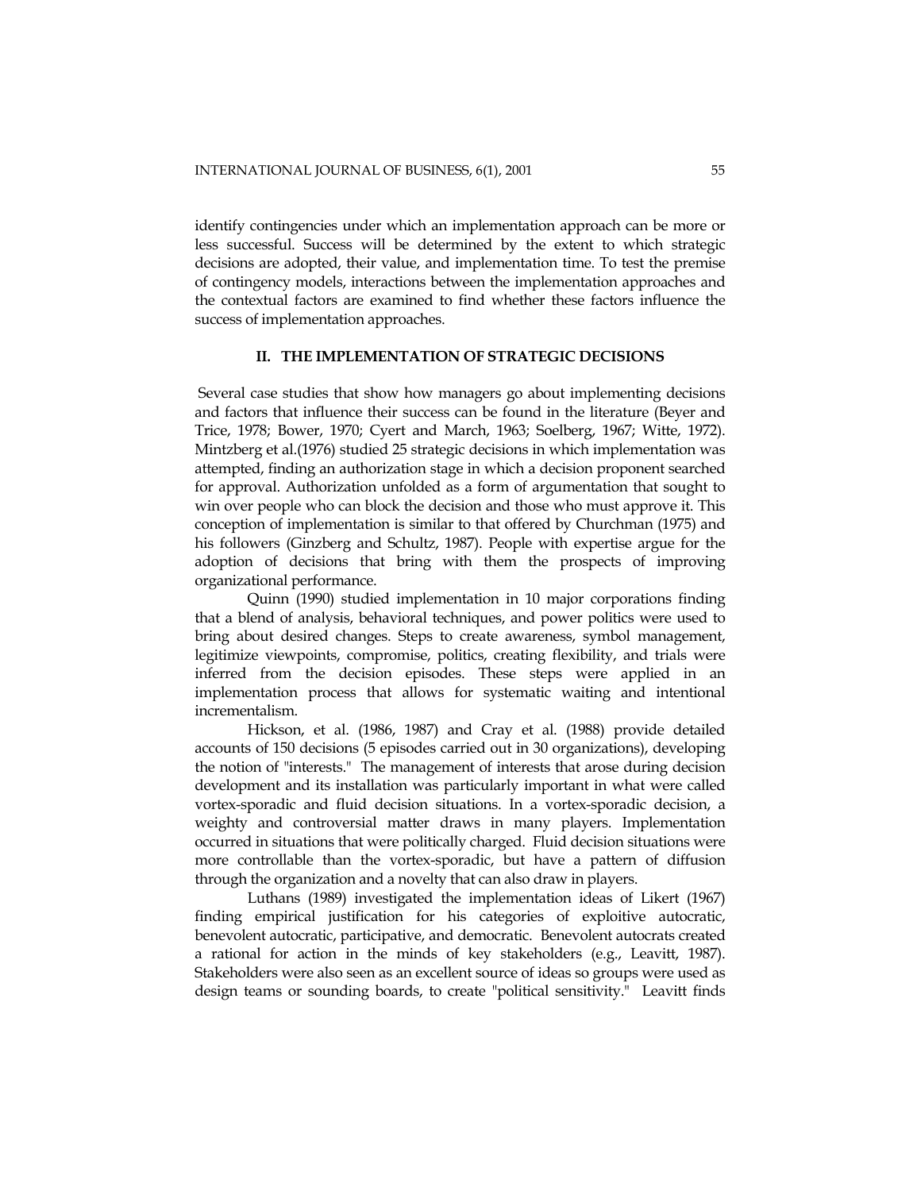identify contingencies under which an implementation approach can be more or less successful. Success will be determined by the extent to which strategic decisions are adopted, their value, and implementation time. To test the premise of contingency models, interactions between the implementation approaches and the contextual factors are examined to find whether these factors influence the success of implementation approaches.

## II. THE IMPLEMENTATION OF STRATEGIC DECISIONS

Several case studies that show how managers go about implementing decisions and factors that influence their success can be found in the literature (Beyer and Trice, 1978; Bower, 1970; Cyert and March, 1963; Soelberg, 1967; Witte, 1972). Mintzberg et al.(1976) studied 25 strategic decisions in which implementation was attempted, finding an authorization stage in which a decision proponent searched for approval. Authorization unfolded as a form of argumentation that sought to win over people who can block the decision and those who must approve it. This conception of implementation is similar to that offered by Churchman (1975) and his followers (Ginzberg and Schultz, 1987). People with expertise argue for the adoption of decisions that bring with them the prospects of improving organizational performance.

Quinn (1990) studied implementation in 10 major corporations finding that a blend of analysis, behavioral techniques, and power politics were used to bring about desired changes. Steps to create awareness, symbol management, legitimize viewpoints, compromise, politics, creating flexibility, and trials were inferred from the decision episodes. These steps were applied in an implementation process that allows for systematic waiting and intentional incrementalism.

Hickson, et al. (1986, 1987) and Cray et al. (1988) provide detailed accounts of 150 decisions (5 episodes carried out in 30 organizations), developing the notion of "interests." The management of interests that arose during decision development and its installation was particularly important in what were called vortex-sporadic and fluid decision situations. In a vortex-sporadic decision, a weighty and controversial matter draws in many players. Implementation occurred in situations that were politically charged. Fluid decision situations were more controllable than the vortex-sporadic, but have a pattern of diffusion through the organization and a novelty that can also draw in players.

Luthans (1989) investigated the implementation ideas of Likert (1967) finding empirical justification for his categories of exploitive autocratic, benevolent autocratic, participative, and democratic. Benevolent autocrats created a rational for action in the minds of key stakeholders (e.g., Leavitt, 1987). Stakeholders were also seen as an excellent source of ideas so groups were used as design teams or sounding boards, to create "political sensitivity." Leavitt finds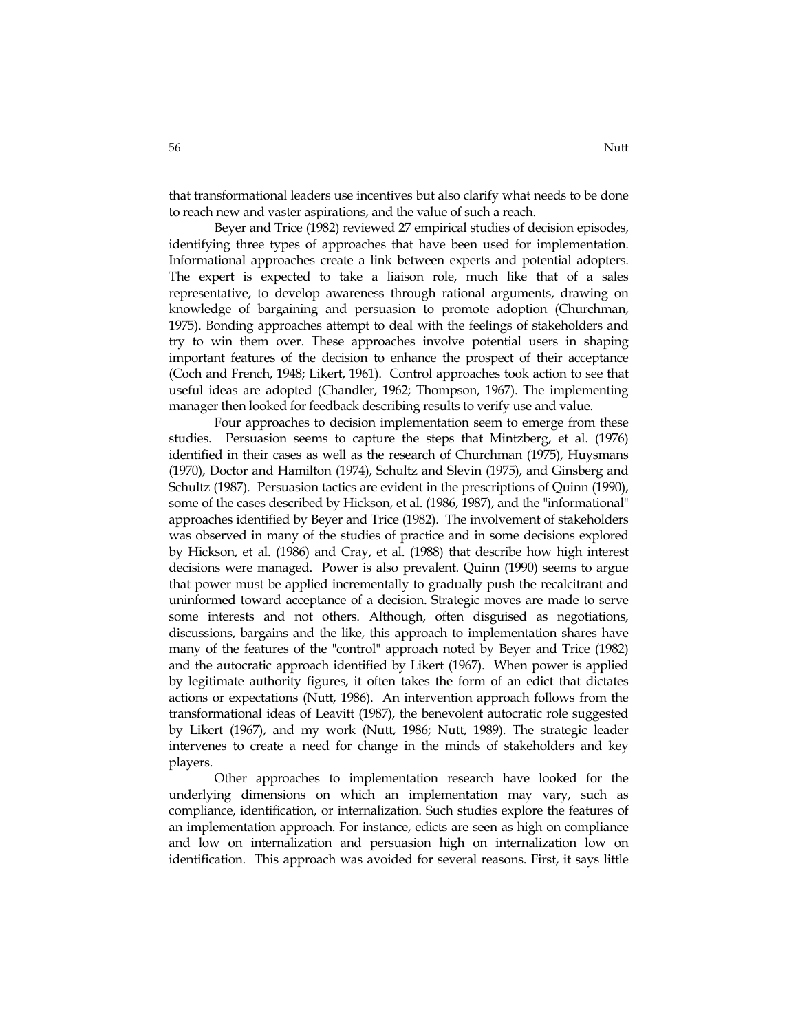that transformational leaders use incentives but also clarify what needs to be done to reach new and vaster aspirations, and the value of such a reach.

Beyer and Trice (1982) reviewed 27 empirical studies of decision episodes, identifying three types of approaches that have been used for implementation. Informational approaches create a link between experts and potential adopters. The expert is expected to take a liaison role, much like that of a sales representative, to develop awareness through rational arguments, drawing on knowledge of bargaining and persuasion to promote adoption (Churchman, 1975). Bonding approaches attempt to deal with the feelings of stakeholders and try to win them over. These approaches involve potential users in shaping important features of the decision to enhance the prospect of their acceptance (Coch and French, 1948; Likert, 1961). Control approaches took action to see that useful ideas are adopted (Chandler, 1962; Thompson, 1967). The implementing manager then looked for feedback describing results to verify use and value.

Four approaches to decision implementation seem to emerge from these studies. Persuasion seems to capture the steps that Mintzberg, et al. (1976) identified in their cases as well as the research of Churchman (1975), Huysmans (1970), Doctor and Hamilton (1974), Schultz and Slevin (1975), and Ginsberg and Schultz (1987). Persuasion tactics are evident in the prescriptions of Quinn (1990), some of the cases described by Hickson, et al. (1986, 1987), and the "informational" approaches identified by Beyer and Trice (1982). The involvement of stakeholders was observed in many of the studies of practice and in some decisions explored by Hickson, et al. (1986) and Cray, et al. (1988) that describe how high interest decisions were managed. Power is also prevalent. Quinn (1990) seems to argue that power must be applied incrementally to gradually push the recalcitrant and uninformed toward acceptance of a decision. Strategic moves are made to serve some interests and not others. Although, often disguised as negotiations, discussions, bargains and the like, this approach to implementation shares have many of the features of the "control" approach noted by Beyer and Trice (1982) and the autocratic approach identified by Likert (1967). When power is applied by legitimate authority figures, it often takes the form of an edict that dictates actions or expectations (Nutt, 1986). An intervention approach follows from the transformational ideas of Leavitt (1987), the benevolent autocratic role suggested by Likert (1967), and my work (Nutt, 1986; Nutt, 1989). The strategic leader intervenes to create a need for change in the minds of stakeholders and key players.

Other approaches to implementation research have looked for the underlying dimensions on which an implementation may vary, such as compliance, identification, or internalization. Such studies explore the features of an implementation approach. For instance, edicts are seen as high on compliance and low on internalization and persuasion high on internalization low on identification. This approach was avoided for several reasons. First, it says little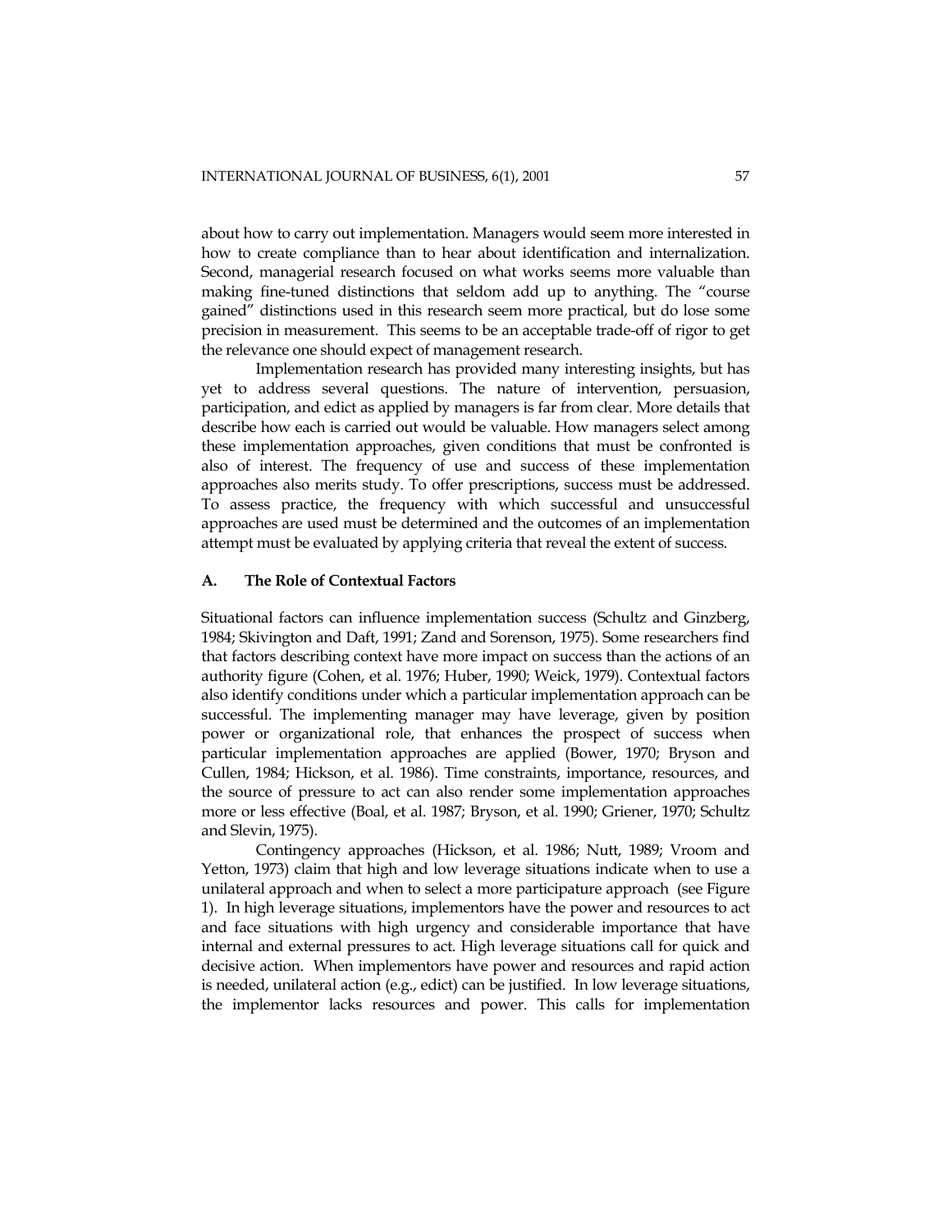about how to carry out implementation. Managers would seem more interested in how to create compliance than to hear about identification and internalization. Second, managerial research focused on what works seems more valuable than making fine-tuned distinctions that seldom add up to anything. The "course gained" distinctions used in this research seem more practical, but do lose some precision in measurement. This seems to be an acceptable trade-off of rigor to get the relevance one should expect of management research.

Implementation research has provided many interesting insights, but has yet to address several questions. The nature of intervention, persuasion, participation, and edict as applied by managers is far from clear. More details that describe how each is carried out would be valuable. How managers select among these implementation approaches, given conditions that must be confronted is also of interest. The frequency of use and success of these implementation approaches also merits study. To offer prescriptions, success must be addressed. To assess practice, the frequency with which successful and unsuccessful approaches are used must be determined and the outcomes of an implementation attempt must be evaluated by applying criteria that reveal the extent of success.

### A. The Role of Contextual Factors

Situational factors can influence implementation success (Schultz and Ginzberg, 1984; Skivington and Daft, 1991; Zand and Sorenson, 1975). Some researchers find that factors describing context have more impact on success than the actions of an authority figure (Cohen, et al. 1976; Huber, 1990; Weick, 1979). Contextual factors also identify conditions under which a particular implementation approach can be successful. The implementing manager may have leverage, given by position power or organizational role, that enhances the prospect of success when particular implementation approaches are applied (Bower, 1970; Bryson and Cullen, 1984; Hickson, et al. 1986). Time constraints, importance, resources, and the source of pressure to act can also render some implementation approaches more or less effective (Boal, et al. 1987; Bryson, et al. 1990; Griener, 1970; Schultz and Slevin, 1975).

Contingency approaches (Hickson, et al. 1986; Nutt, 1989; Vroom and Yetton, 1973) claim that high and low leverage situations indicate when to use a unilateral approach and when to select a more participature approach (see Figure 1). In high leverage situations, implementors have the power and resources to act and face situations with high urgency and considerable importance that have internal and external pressures to act. High leverage situations call for quick and decisive action. When implementors have power and resources and rapid action is needed, unilateral action (e.g., edict) can be justified. In low leverage situations, the implementor lacks resources and power. This calls for implementation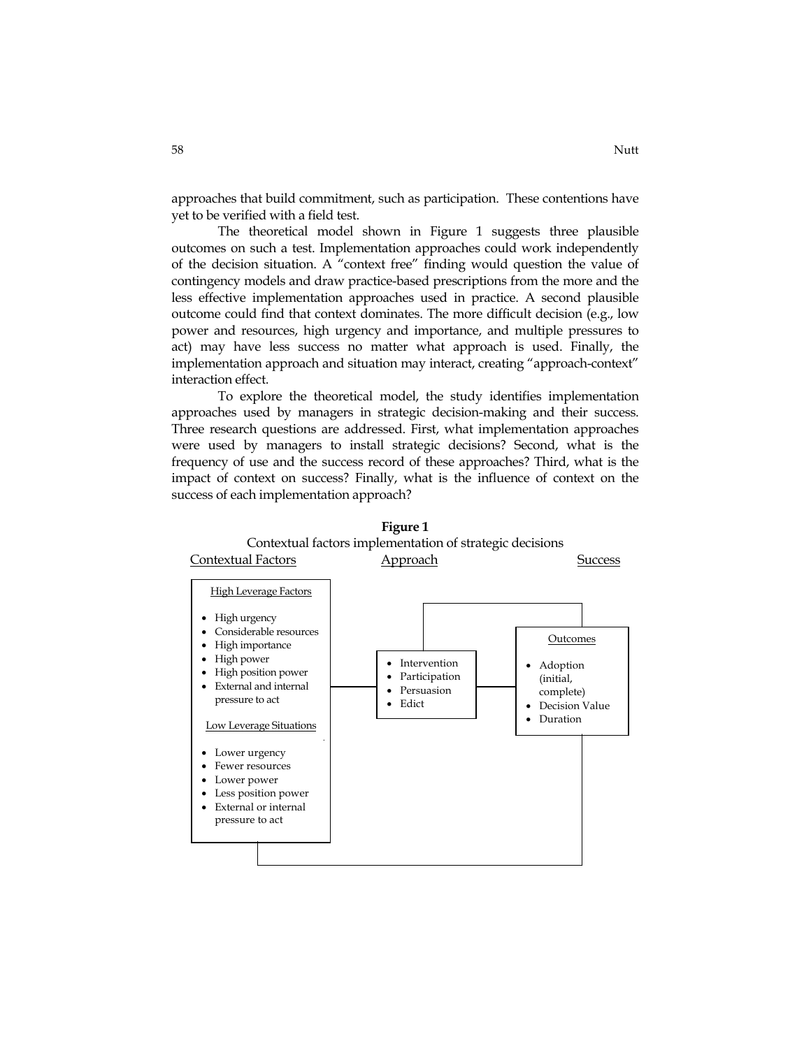approaches that build commitment, such as participation. These contentions have yet to be verified with a field test.

The theoretical model shown in Figure 1 suggests three plausible outcomes on such a test. Implementation approaches could work independently of the decision situation. A "context free" finding would question the value of contingency models and draw practice-based prescriptions from the more and the less effective implementation approaches used in practice. A second plausible outcome could find that context dominates. The more difficult decision (e.g., low power and resources, high urgency and importance, and multiple pressures to act) may have less success no matter what approach is used. Finally, the implementation approach and situation may interact, creating "approach-context" interaction effect.

To explore the theoretical model, the study identifies implementation approaches used by managers in strategic decision-making and their success. Three research questions are addressed. First, what implementation approaches were used by managers to install strategic decisions? Second, what is the frequency of use and the success record of these approaches? Third, what is the impact of context on success? Finally, what is the influence of context on the success of each implementation approach?

**Figure 1**

Contextual factors implementation of strategic decisions

| Contextual Factors | Approach | Success |
| --- | --- | --- |
| **High Leverage Factors**<br>• High urgency<br>• Considerable resources<br>• High importance<br>• High power<br>• High position power<br>• External and internal pressure to act<br><br>**Low Leverage Situations**<br>• Lower urgency<br>• Fewer resources<br>• Lower power<br>• Less position power<br>• External or internal pressure to act | • Intervention<br>• Participation<br>• Persuasion<br>• Edict | **Outcomes**<br>• Adoption (initial, complete)<br>• Decision Value<br>• Duration |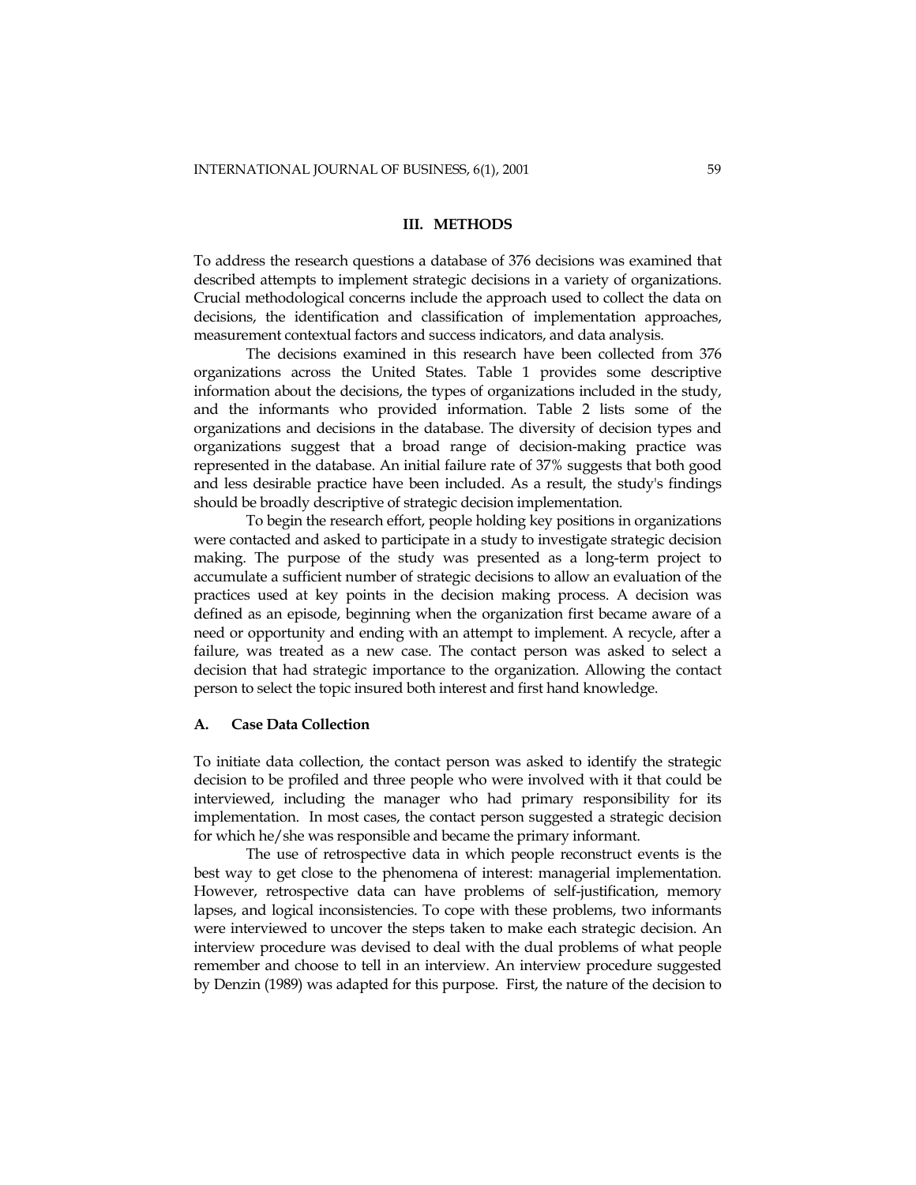## III. METHODS

To address the research questions a database of 376 decisions was examined that described attempts to implement strategic decisions in a variety of organizations. Crucial methodological concerns include the approach used to collect the data on decisions, the identification and classification of implementation approaches, measurement contextual factors and success indicators, and data analysis.

The decisions examined in this research have been collected from 376 organizations across the United States. Table 1 provides some descriptive information about the decisions, the types of organizations included in the study, and the informants who provided information. Table 2 lists some of the organizations and decisions in the database. The diversity of decision types and organizations suggest that a broad range of decision-making practice was represented in the database. An initial failure rate of 37% suggests that both good and less desirable practice have been included. As a result, the study's findings should be broadly descriptive of strategic decision implementation.

To begin the research effort, people holding key positions in organizations were contacted and asked to participate in a study to investigate strategic decision making. The purpose of the study was presented as a long-term project to accumulate a sufficient number of strategic decisions to allow an evaluation of the practices used at key points in the decision making process. A decision was defined as an episode, beginning when the organization first became aware of a need or opportunity and ending with an attempt to implement. A recycle, after a failure, was treated as a new case. The contact person was asked to select a decision that had strategic importance to the organization. Allowing the contact person to select the topic insured both interest and first hand knowledge.

### A. Case Data Collection

To initiate data collection, the contact person was asked to identify the strategic decision to be profiled and three people who were involved with it that could be interviewed, including the manager who had primary responsibility for its implementation. In most cases, the contact person suggested a strategic decision for which he/she was responsible and became the primary informant.

The use of retrospective data in which people reconstruct events is the best way to get close to the phenomena of interest: managerial implementation. However, retrospective data can have problems of self-justification, memory lapses, and logical inconsistencies. To cope with these problems, two informants were interviewed to uncover the steps taken to make each strategic decision. An interview procedure was devised to deal with the dual problems of what people remember and choose to tell in an interview. An interview procedure suggested by Denzin (1989) was adapted for this purpose. First, the nature of the decision to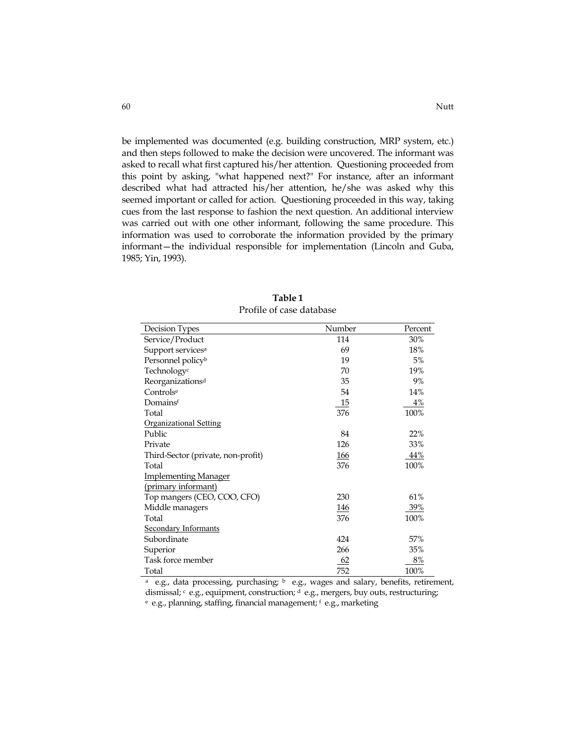be implemented was documented (e.g. building construction, MRP system, etc.) and then steps followed to make the decision were uncovered. The informant was asked to recall what first captured his/her attention. Questioning proceeded from this point by asking, "what happened next?" For instance, after an informant described what had attracted his/her attention, he/she was asked why this seemed important or called for action. Questioning proceeded in this way, taking cues from the last response to fashion the next question. An additional interview was carried out with one other informant, following the same procedure. This information was used to corroborate the information provided by the primary informant—the individual responsible for implementation (Lincoln and Guba, 1985; Yin, 1993).

**Table 1**
Profile of case database

| Decision Types | Number | Percent |
|---|---|---|
| Service/Product | 114 | 30% |
| Support services[a] | 69 | 18% |
| Personnel policy[b] | 19 | 5% |
| Technology[c] | 70 | 19% |
| Reorganizations[d] | 35 | 9% |
| Controls[e] | 54 | 14% |
| Domains[f] | 15 | 4% |
| Total | 376 | 100% |
| Organizational Setting | | |
| Public | 84 | 22% |
| Private | 126 | 33% |
| Third-Sector (private, non-profit) | 166 | 44% |
| Total | 376 | 100% |
| Implementing Manager (primary informant) | | |
| Top mangers (CEO, COO, CFO) | 230 | 61% |
| Middle managers | 146 | 39% |
| Total | 376 | 100% |
| Secondary Informants | | |
| Subordinate | 424 | 57% |
| Superior | 266 | 35% |
| Task force member | 62 | 8% |
| Total | 752 | 100% |

[a] e.g., data processing, purchasing; [b] e.g., wages and salary, benefits, retirement, dismissal; [c] e.g., equipment, construction; [d] e.g., mergers, buy outs, restructuring; [e] e.g., planning, staffing, financial management; [f] e.g., marketing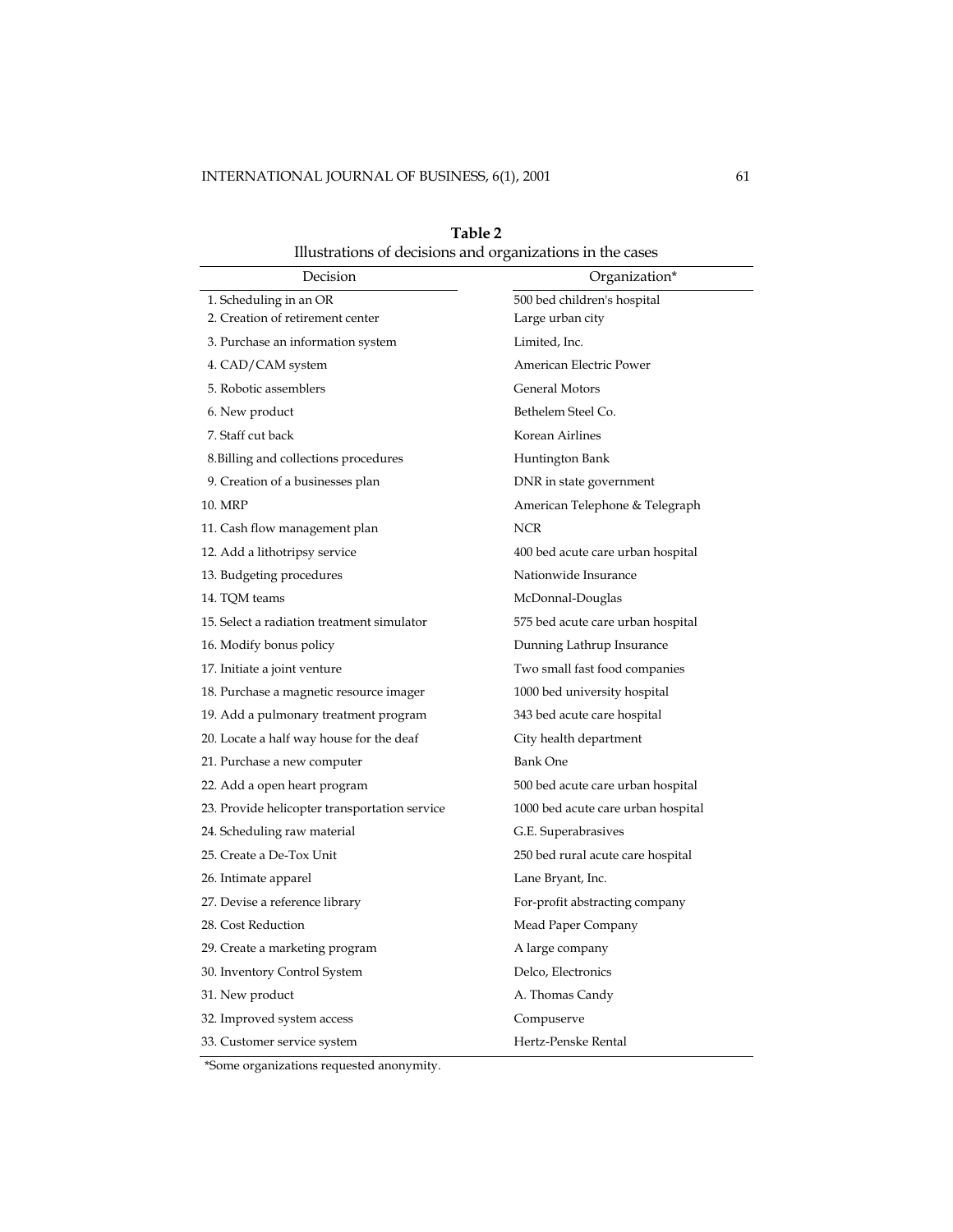**Table 2**
Illustrations of decisions and organizations in the cases

| Decision | Organization* |
|---|---|
| 1. Scheduling in an OR | 500 bed children's hospital |
| 2. Creation of retirement center | Large urban city |
| 3. Purchase an information system | Limited, Inc. |
| 4. CAD/CAM system | American Electric Power |
| 5. Robotic assemblers | General Motors |
| 6. New product | Bethelem Steel Co. |
| 7. Staff cut back | Korean Airlines |
| 8.Billing and collections procedures | Huntington Bank |
| 9. Creation of a businesses plan | DNR in state government |
| 10. MRP | American Telephone & Telegraph |
| 11. Cash flow management plan | NCR |
| 12. Add a lithotripsy service | 400 bed acute care urban hospital |
| 13. Budgeting procedures | Nationwide Insurance |
| 14. TQM teams | McDonnal-Douglas |
| 15. Select a radiation treatment simulator | 575 bed acute care urban hospital |
| 16. Modify bonus policy | Dunning Lathrup Insurance |
| 17. Initiate a joint venture | Two small fast food companies |
| 18. Purchase a magnetic resource imager | 1000 bed university hospital |
| 19. Add a pulmonary treatment program | 343 bed acute care hospital |
| 20. Locate a half way house for the deaf | City health department |
| 21. Purchase a new computer | Bank One |
| 22. Add a open heart program | 500 bed acute care urban hospital |
| 23. Provide helicopter transportation service | 1000 bed acute care urban hospital |
| 24. Scheduling raw material | G.E. Superabrasives |
| 25. Create a De-Tox Unit | 250 bed rural acute care hospital |
| 26. Intimate apparel | Lane Bryant, Inc. |
| 27. Devise a reference library | For-profit abstracting company |
| 28. Cost Reduction | Mead Paper Company |
| 29. Create a marketing program | A large company |
| 30. Inventory Control System | Delco, Electronics |
| 31. New product | A. Thomas Candy |
| 32. Improved system access | Compuserve |
| 33. Customer service system | Hertz-Penske Rental |

*Some organizations requested anonymity.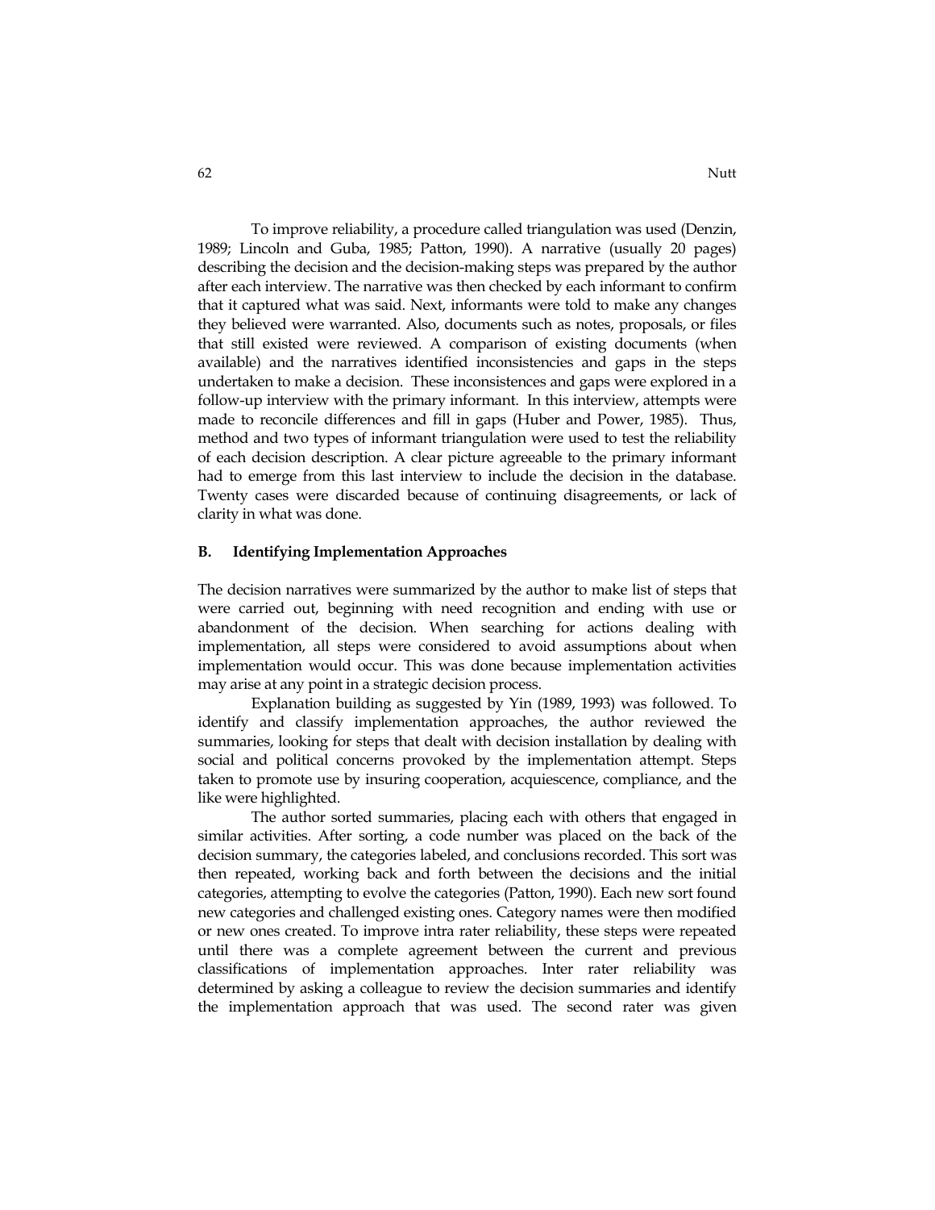To improve reliability, a procedure called triangulation was used (Denzin, 1989; Lincoln and Guba, 1985; Patton, 1990). A narrative (usually 20 pages) describing the decision and the decision-making steps was prepared by the author after each interview. The narrative was then checked by each informant to confirm that it captured what was said. Next, informants were told to make any changes they believed were warranted. Also, documents such as notes, proposals, or files that still existed were reviewed. A comparison of existing documents (when available) and the narratives identified inconsistencies and gaps in the steps undertaken to make a decision. These inconsistences and gaps were explored in a follow-up interview with the primary informant. In this interview, attempts were made to reconcile differences and fill in gaps (Huber and Power, 1985). Thus, method and two types of informant triangulation were used to test the reliability of each decision description. A clear picture agreeable to the primary informant had to emerge from this last interview to include the decision in the database. Twenty cases were discarded because of continuing disagreements, or lack of clarity in what was done.

### B. Identifying Implementation Approaches

The decision narratives were summarized by the author to make list of steps that were carried out, beginning with need recognition and ending with use or abandonment of the decision. When searching for actions dealing with implementation, all steps were considered to avoid assumptions about when implementation would occur. This was done because implementation activities may arise at any point in a strategic decision process.

Explanation building as suggested by Yin (1989, 1993) was followed. To identify and classify implementation approaches, the author reviewed the summaries, looking for steps that dealt with decision installation by dealing with social and political concerns provoked by the implementation attempt. Steps taken to promote use by insuring cooperation, acquiescence, compliance, and the like were highlighted.

The author sorted summaries, placing each with others that engaged in similar activities. After sorting, a code number was placed on the back of the decision summary, the categories labeled, and conclusions recorded. This sort was then repeated, working back and forth between the decisions and the initial categories, attempting to evolve the categories (Patton, 1990). Each new sort found new categories and challenged existing ones. Category names were then modified or new ones created. To improve intra rater reliability, these steps were repeated until there was a complete agreement between the current and previous classifications of implementation approaches. Inter rater reliability was determined by asking a colleague to review the decision summaries and identify the implementation approach that was used. The second rater was given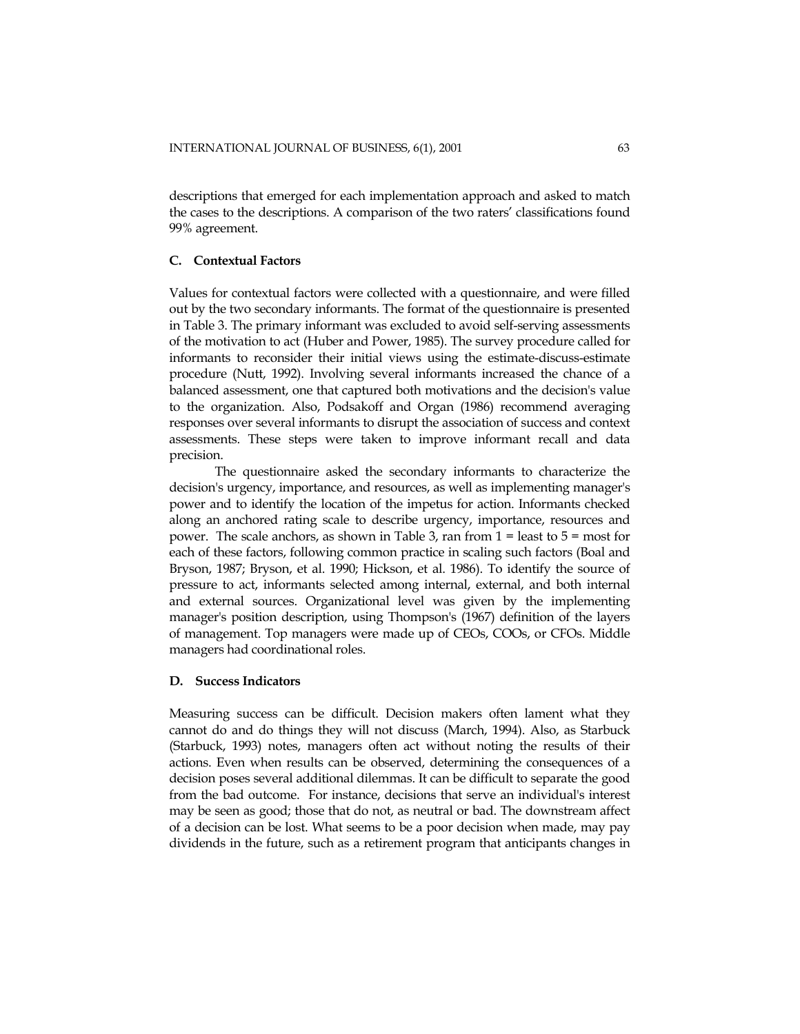descriptions that emerged for each implementation approach and asked to match the cases to the descriptions. A comparison of the two raters' classifications found 99% agreement.

### C. Contextual Factors

Values for contextual factors were collected with a questionnaire, and were filled out by the two secondary informants. The format of the questionnaire is presented in Table 3. The primary informant was excluded to avoid self-serving assessments of the motivation to act (Huber and Power, 1985). The survey procedure called for informants to reconsider their initial views using the estimate-discuss-estimate procedure (Nutt, 1992). Involving several informants increased the chance of a balanced assessment, one that captured both motivations and the decision's value to the organization. Also, Podsakoff and Organ (1986) recommend averaging responses over several informants to disrupt the association of success and context assessments. These steps were taken to improve informant recall and data precision.

The questionnaire asked the secondary informants to characterize the decision's urgency, importance, and resources, as well as implementing manager's power and to identify the location of the impetus for action. Informants checked along an anchored rating scale to describe urgency, importance, resources and power. The scale anchors, as shown in Table 3, ran from 1 = least to 5 = most for each of these factors, following common practice in scaling such factors (Boal and Bryson, 1987; Bryson, et al. 1990; Hickson, et al. 1986). To identify the source of pressure to act, informants selected among internal, external, and both internal and external sources. Organizational level was given by the implementing manager's position description, using Thompson's (1967) definition of the layers of management. Top managers were made up of CEOs, COOs, or CFOs. Middle managers had coordinational roles.

### D. Success Indicators

Measuring success can be difficult. Decision makers often lament what they cannot do and do things they will not discuss (March, 1994). Also, as Starbuck (Starbuck, 1993) notes, managers often act without noting the results of their actions. Even when results can be observed, determining the consequences of a decision poses several additional dilemmas. It can be difficult to separate the good from the bad outcome. For instance, decisions that serve an individual's interest may be seen as good; those that do not, as neutral or bad. The downstream affect of a decision can be lost. What seems to be a poor decision when made, may pay dividends in the future, such as a retirement program that anticipants changes in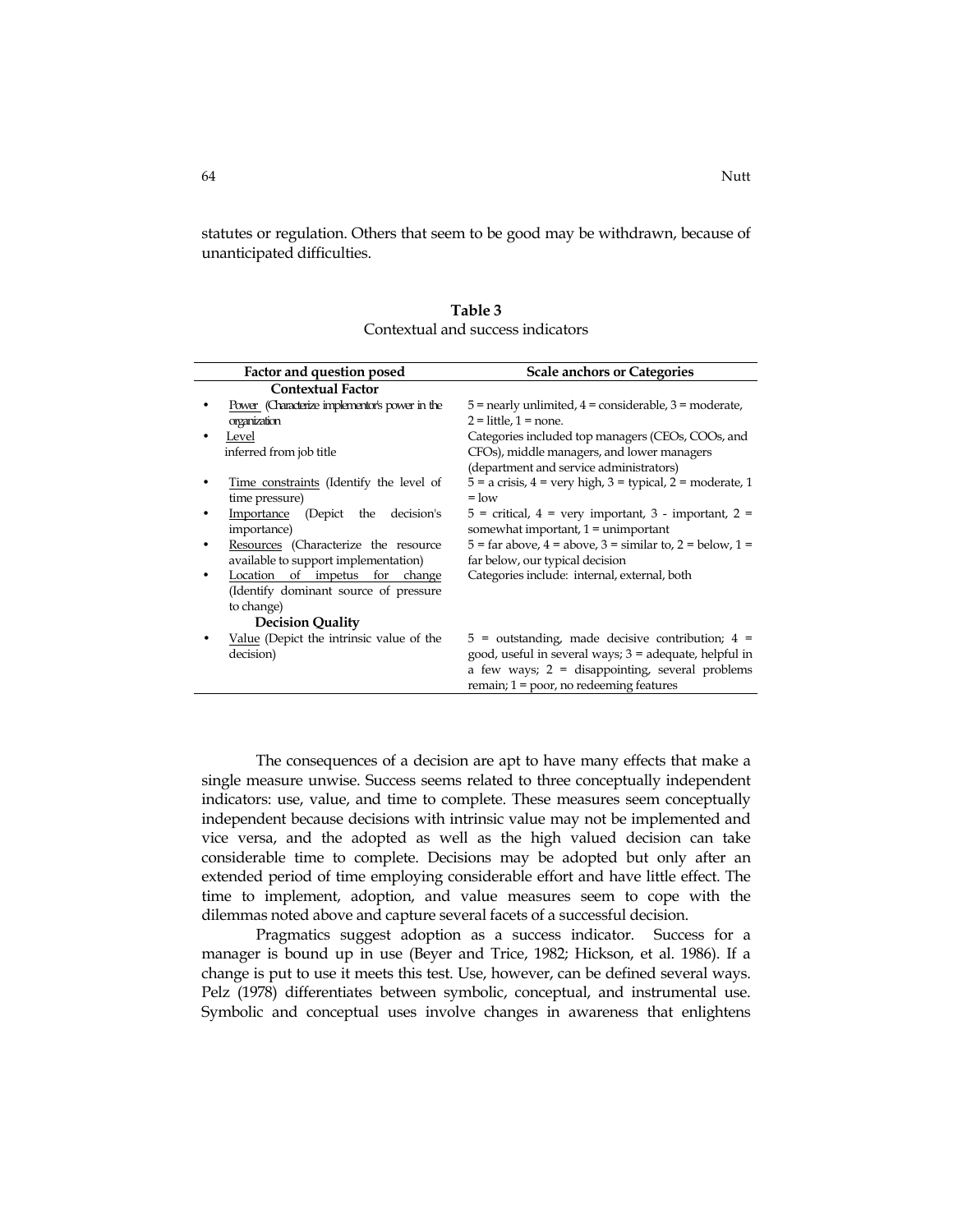statutes or regulation. Others that seem to be good may be withdrawn, because of unanticipated difficulties.

**Table 3**
Contextual and success indicators

| Factor and question posed | Scale anchors or Categories |
|---|---|
| **Contextual Factor** | |
| • Power (Characterize implementor's power in the organization | 5 = nearly unlimited, 4 = considerable, 3 = moderate, 2 = little, 1 = none. |
| • Level inferred from job title | Categories included top managers (CEOs, COOs, and CFOs), middle managers, and lower managers (department and service administrators) |
| • Time constraints (Identify the level of time pressure) | 5 = a crisis, 4 = very high, 3 = typical, 2 = moderate, 1 = low |
| • Importance (Depict the decision's importance) | 5 = critical, 4 = very important, 3 - important, 2 = somewhat important, 1 = unimportant |
| • Resources (Characterize the resource available to support implementation) | 5 = far above, 4 = above, 3 = similar to, 2 = below, 1 = far below, our typical decision |
| • Location of impetus for change (Identify dominant source of pressure to change) | Categories include: internal, external, both |
| **Decision Quality** | |
| • Value (Depict the intrinsic value of the decision) | 5 = outstanding, made decisive contribution; 4 = good, useful in several ways; 3 = adequate, helpful in a few ways; 2 = disappointing, several problems remain; 1 = poor, no redeeming features |

The consequences of a decision are apt to have many effects that make a single measure unwise. Success seems related to three conceptually independent indicators: use, value, and time to complete. These measures seem conceptually independent because decisions with intrinsic value may not be implemented and vice versa, and the adopted as well as the high valued decision can take considerable time to complete. Decisions may be adopted but only after an extended period of time employing considerable effort and have little effect. The time to implement, adoption, and value measures seem to cope with the dilemmas noted above and capture several facets of a successful decision.

Pragmatics suggest adoption as a success indicator. Success for a manager is bound up in use (Beyer and Trice, 1982; Hickson, et al. 1986). If a change is put to use it meets this test. Use, however, can be defined several ways. Pelz (1978) differentiates between symbolic, conceptual, and instrumental use. Symbolic and conceptual uses involve changes in awareness that enlightens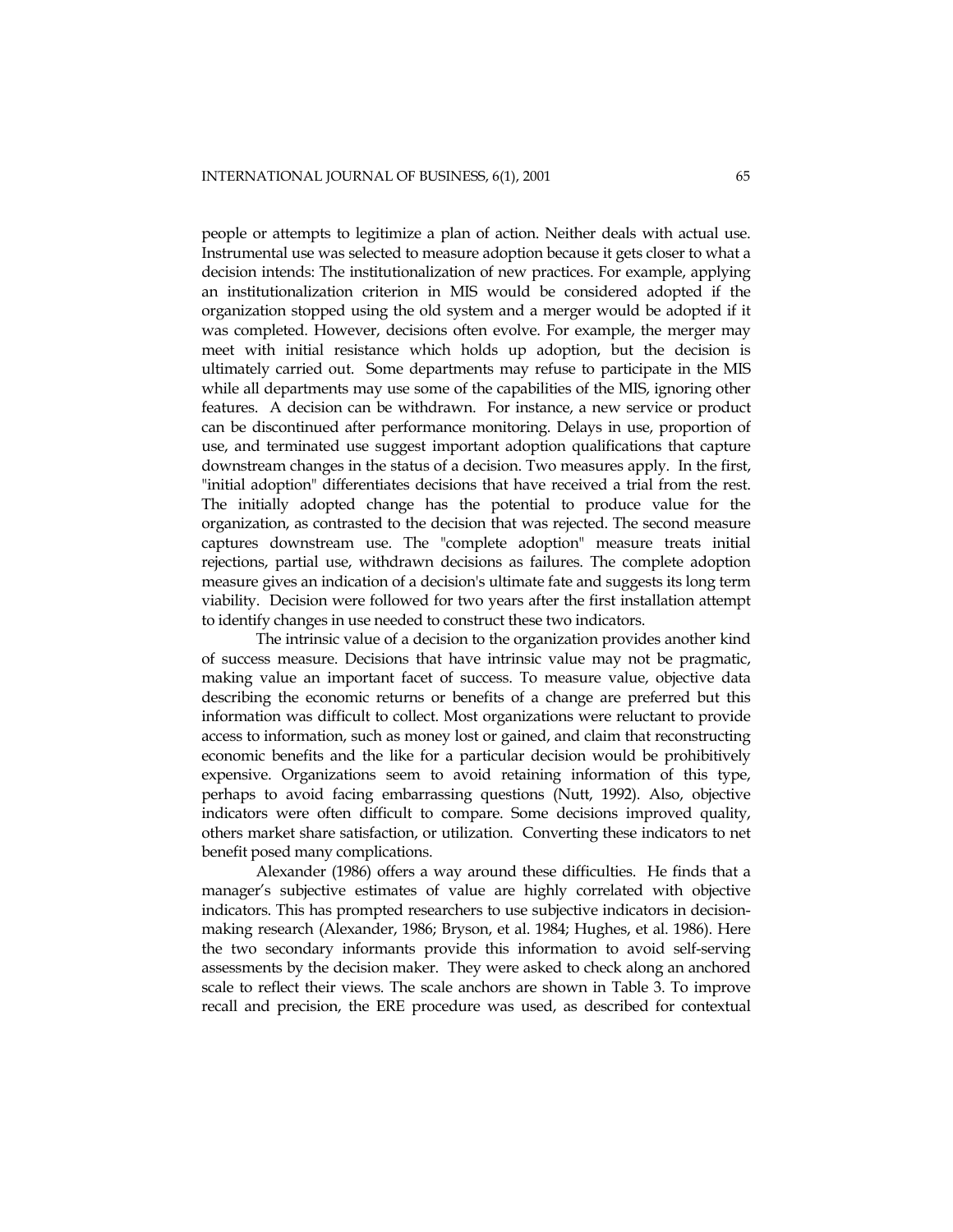people or attempts to legitimize a plan of action. Neither deals with actual use. Instrumental use was selected to measure adoption because it gets closer to what a decision intends: The institutionalization of new practices. For example, applying an institutionalization criterion in MIS would be considered adopted if the organization stopped using the old system and a merger would be adopted if it was completed. However, decisions often evolve. For example, the merger may meet with initial resistance which holds up adoption, but the decision is ultimately carried out. Some departments may refuse to participate in the MIS while all departments may use some of the capabilities of the MIS, ignoring other features. A decision can be withdrawn. For instance, a new service or product can be discontinued after performance monitoring. Delays in use, proportion of use, and terminated use suggest important adoption qualifications that capture downstream changes in the status of a decision. Two measures apply. In the first, "initial adoption" differentiates decisions that have received a trial from the rest. The initially adopted change has the potential to produce value for the organization, as contrasted to the decision that was rejected. The second measure captures downstream use. The "complete adoption" measure treats initial rejections, partial use, withdrawn decisions as failures. The complete adoption measure gives an indication of a decision's ultimate fate and suggests its long term viability. Decision were followed for two years after the first installation attempt to identify changes in use needed to construct these two indicators.

The intrinsic value of a decision to the organization provides another kind of success measure. Decisions that have intrinsic value may not be pragmatic, making value an important facet of success. To measure value, objective data describing the economic returns or benefits of a change are preferred but this information was difficult to collect. Most organizations were reluctant to provide access to information, such as money lost or gained, and claim that reconstructing economic benefits and the like for a particular decision would be prohibitively expensive. Organizations seem to avoid retaining information of this type, perhaps to avoid facing embarrassing questions (Nutt, 1992). Also, objective indicators were often difficult to compare. Some decisions improved quality, others market share satisfaction, or utilization. Converting these indicators to net benefit posed many complications.

Alexander (1986) offers a way around these difficulties. He finds that a manager's subjective estimates of value are highly correlated with objective indicators. This has prompted researchers to use subjective indicators in decision-making research (Alexander, 1986; Bryson, et al. 1984; Hughes, et al. 1986). Here the two secondary informants provide this information to avoid self-serving assessments by the decision maker. They were asked to check along an anchored scale to reflect their views. The scale anchors are shown in Table 3. To improve recall and precision, the ERE procedure was used, as described for contextual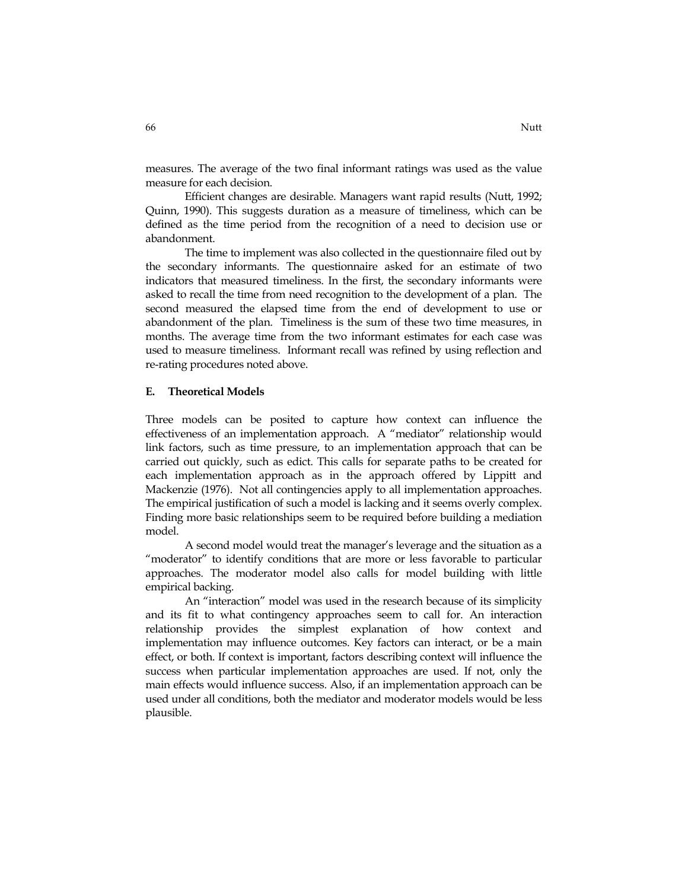measures. The average of the two final informant ratings was used as the value measure for each decision.

Efficient changes are desirable. Managers want rapid results (Nutt, 1992; Quinn, 1990). This suggests duration as a measure of timeliness, which can be defined as the time period from the recognition of a need to decision use or abandonment.

The time to implement was also collected in the questionnaire filed out by the secondary informants. The questionnaire asked for an estimate of two indicators that measured timeliness. In the first, the secondary informants were asked to recall the time from need recognition to the development of a plan. The second measured the elapsed time from the end of development to use or abandonment of the plan. Timeliness is the sum of these two time measures, in months. The average time from the two informant estimates for each case was used to measure timeliness. Informant recall was refined by using reflection and re-rating procedures noted above.

### E. Theoretical Models

Three models can be posited to capture how context can influence the effectiveness of an implementation approach. A "mediator" relationship would link factors, such as time pressure, to an implementation approach that can be carried out quickly, such as edict. This calls for separate paths to be created for each implementation approach as in the approach offered by Lippitt and Mackenzie (1976). Not all contingencies apply to all implementation approaches. The empirical justification of such a model is lacking and it seems overly complex. Finding more basic relationships seem to be required before building a mediation model.

A second model would treat the manager's leverage and the situation as a "moderator" to identify conditions that are more or less favorable to particular approaches. The moderator model also calls for model building with little empirical backing.

An "interaction" model was used in the research because of its simplicity and its fit to what contingency approaches seem to call for. An interaction relationship provides the simplest explanation of how context and implementation may influence outcomes. Key factors can interact, or be a main effect, or both. If context is important, factors describing context will influence the success when particular implementation approaches are used. If not, only the main effects would influence success. Also, if an implementation approach can be used under all conditions, both the mediator and moderator models would be less plausible.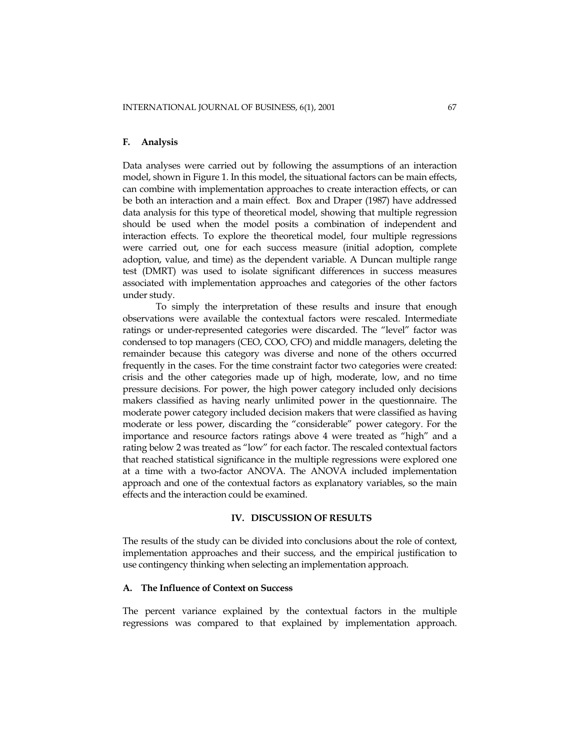### F. Analysis

Data analyses were carried out by following the assumptions of an interaction model, shown in Figure 1. In this model, the situational factors can be main effects, can combine with implementation approaches to create interaction effects, or can be both an interaction and a main effect. Box and Draper (1987) have addressed data analysis for this type of theoretical model, showing that multiple regression should be used when the model posits a combination of independent and interaction effects. To explore the theoretical model, four multiple regressions were carried out, one for each success measure (initial adoption, complete adoption, value, and time) as the dependent variable. A Duncan multiple range test (DMRT) was used to isolate significant differences in success measures associated with implementation approaches and categories of the other factors under study.

To simply the interpretation of these results and insure that enough observations were available the contextual factors were rescaled. Intermediate ratings or under-represented categories were discarded. The "level" factor was condensed to top managers (CEO, COO, CFO) and middle managers, deleting the remainder because this category was diverse and none of the others occurred frequently in the cases. For the time constraint factor two categories were created: crisis and the other categories made up of high, moderate, low, and no time pressure decisions. For power, the high power category included only decisions makers classified as having nearly unlimited power in the questionnaire. The moderate power category included decision makers that were classified as having moderate or less power, discarding the "considerable" power category. For the importance and resource factors ratings above 4 were treated as "high" and a rating below 2 was treated as "low" for each factor. The rescaled contextual factors that reached statistical significance in the multiple regressions were explored one at a time with a two-factor ANOVA. The ANOVA included implementation approach and one of the contextual factors as explanatory variables, so the main effects and the interaction could be examined.

## IV. DISCUSSION OF RESULTS

The results of the study can be divided into conclusions about the role of context, implementation approaches and their success, and the empirical justification to use contingency thinking when selecting an implementation approach.

### A. The Influence of Context on Success

The percent variance explained by the contextual factors in the multiple regressions was compared to that explained by implementation approach.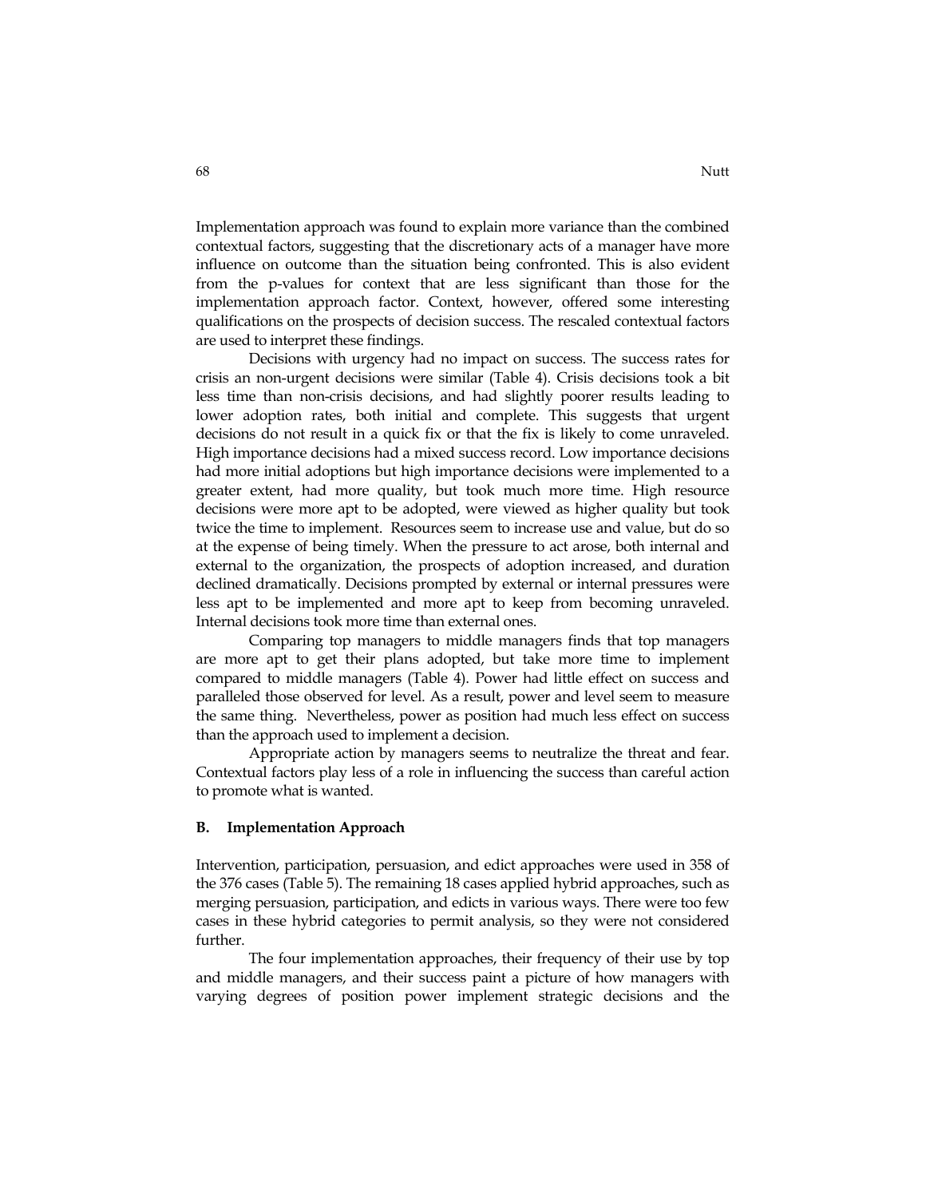Implementation approach was found to explain more variance than the combined contextual factors, suggesting that the discretionary acts of a manager have more influence on outcome than the situation being confronted. This is also evident from the p-values for context that are less significant than those for the implementation approach factor. Context, however, offered some interesting qualifications on the prospects of decision success. The rescaled contextual factors are used to interpret these findings.

Decisions with urgency had no impact on success. The success rates for crisis an non-urgent decisions were similar (Table 4). Crisis decisions took a bit less time than non-crisis decisions, and had slightly poorer results leading to lower adoption rates, both initial and complete. This suggests that urgent decisions do not result in a quick fix or that the fix is likely to come unraveled. High importance decisions had a mixed success record. Low importance decisions had more initial adoptions but high importance decisions were implemented to a greater extent, had more quality, but took much more time. High resource decisions were more apt to be adopted, were viewed as higher quality but took twice the time to implement. Resources seem to increase use and value, but do so at the expense of being timely. When the pressure to act arose, both internal and external to the organization, the prospects of adoption increased, and duration declined dramatically. Decisions prompted by external or internal pressures were less apt to be implemented and more apt to keep from becoming unraveled. Internal decisions took more time than external ones.

Comparing top managers to middle managers finds that top managers are more apt to get their plans adopted, but take more time to implement compared to middle managers (Table 4). Power had little effect on success and paralleled those observed for level. As a result, power and level seem to measure the same thing. Nevertheless, power as position had much less effect on success than the approach used to implement a decision.

Appropriate action by managers seems to neutralize the threat and fear. Contextual factors play less of a role in influencing the success than careful action to promote what is wanted.

### B. Implementation Approach

Intervention, participation, persuasion, and edict approaches were used in 358 of the 376 cases (Table 5). The remaining 18 cases applied hybrid approaches, such as merging persuasion, participation, and edicts in various ways. There were too few cases in these hybrid categories to permit analysis, so they were not considered further.

The four implementation approaches, their frequency of their use by top and middle managers, and their success paint a picture of how managers with varying degrees of position power implement strategic decisions and the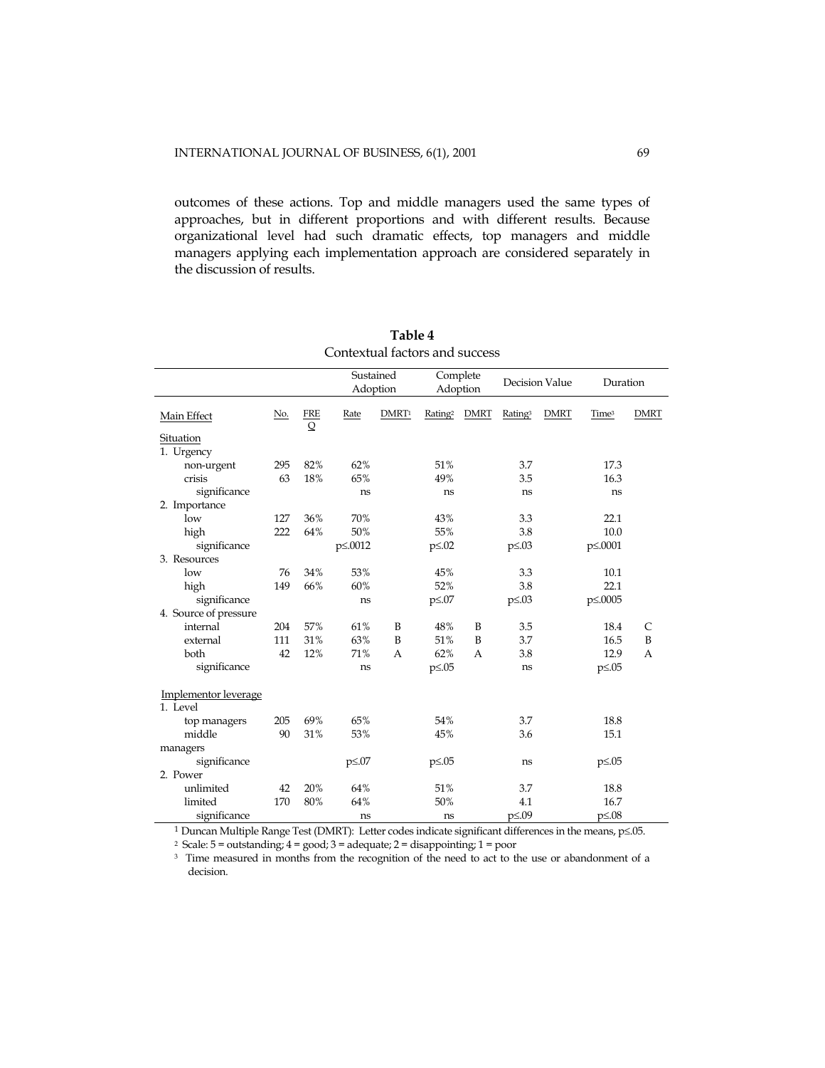outcomes of these actions. Top and middle managers used the same types of approaches, but in different proportions and with different results. Because organizational level had such dramatic effects, top managers and middle managers applying each implementation approach are considered separately in the discussion of results.

**Table 4**
Contextual factors and success

| | | | Sustained Adoption | | Complete Adoption | | Decision Value | | Duration | |
|---|---|---|---|---|---|---|---|---|---|---|
| Main Effect | No. | FREQ | Rate | DMRT[1] | Rating[2] | DMRT | Rating[3] | DMRT | Time[3] | DMRT |
| Situation | | | | | | | | | | |
| 1. Urgency | | | | | | | | | | |
| non-urgent | 295 | 82% | 62% | | 51% | | 3.7 | | 17.3 | |
| crisis | 63 | 18% | 65% | | 49% | | 3.5 | | 16.3 | |
| significance | | | ns | | ns | | ns | | ns | |
| 2. Importance | | | | | | | | | | |
| low | 127 | 36% | 70% | | 43% | | 3.3 | | 22.1 | |
| high | 222 | 64% | 50% | | 55% | | 3.8 | | 10.0 | |
| significance | | | p≤.0012 | | p≤.02 | | p≤.03 | | p≤.0001 | |
| 3. Resources | | | | | | | | | | |
| low | 76 | 34% | 53% | | 45% | | 3.3 | | 10.1 | |
| high | 149 | 66% | 60% | | 52% | | 3.8 | | 22.1 | |
| significance | | | ns | | p≤.07 | | p≤.03 | | p≤.0005 | |
| 4. Source of pressure | | | | | | | | | | |
| internal | 204 | 57% | 61% | B | 48% | B | 3.5 | | 18.4 | C |
| external | 111 | 31% | 63% | B | 51% | B | 3.7 | | 16.5 | B |
| both | 42 | 12% | 71% | A | 62% | A | 3.8 | | 12.9 | A |
| significance | | | ns | | p≤.05 | | ns | | p≤.05 | |
| Implementor leverage | | | | | | | | | | |
| 1. Level | | | | | | | | | | |
| top managers | 205 | 69% | 65% | | 54% | | 3.7 | | 18.8 | |
| middle managers | 90 | 31% | 53% | | 45% | | 3.6 | | 15.1 | |
| significance | | | p≤.07 | | p≤.05 | | ns | | p≤.05 | |
| 2. Power | | | | | | | | | | |
| unlimited | 42 | 20% | 64% | | 51% | | 3.7 | | 18.8 | |
| limited | 170 | 80% | 64% | | 50% | | 4.1 | | 16.7 | |
| significance | | | ns | | ns | | p≤.09 | | p≤.08 | |

[1] Duncan Multiple Range Test (DMRT): Letter codes indicate significant differences in the means, p≤.05.

[2] Scale: 5 = outstanding; 4 = good; 3 = adequate; 2 = disappointing; 1 = poor

[3] Time measured in months from the recognition of the need to act to the use or abandonment of a decision.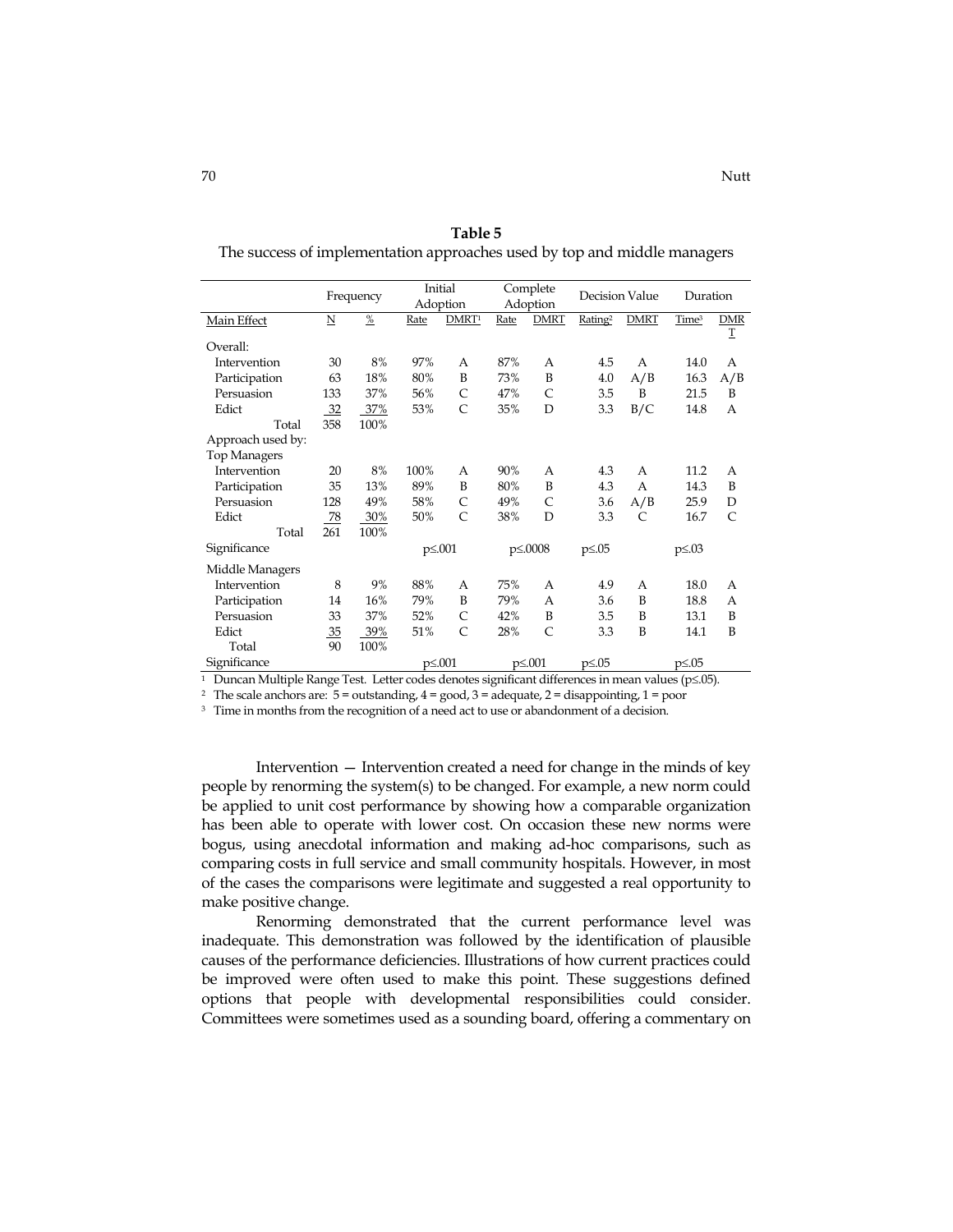**Table 5**

The success of implementation approaches used by top and middle managers

| | Frequency | | Initial Adoption | | Complete Adoption | | Decision Value | | Duration | |
|---|---|---|---|---|---|---|---|---|---|---|
| Main Effect | N | % | Rate | DMRT[1] | Rate | DMRT | Rating[2] | DMRT | Time[3] | DMRT |
| Overall: | | | | | | | | | | |
| Intervention | 30 | 8% | 97% | A | 87% | A | 4.5 | A | 14.0 | A |
| Participation | 63 | 18% | 80% | B | 73% | B | 4.0 | A/B | 16.3 | A/B |
| Persuasion | 133 | 37% | 56% | C | 47% | C | 3.5 | B | 21.5 | B |
| Edict | 32 | 37% | 53% | C | 35% | D | 3.3 | B/C | 14.8 | A |
| Total | 358 | 100% | | | | | | | | |
| Approach used by: | | | | | | | | | | |
| Top Managers | | | | | | | | | | |
| Intervention | 20 | 8% | 100% | A | 90% | A | 4.3 | A | 11.2 | A |
| Participation | 35 | 13% | 89% | B | 80% | B | 4.3 | A | 14.3 | B |
| Persuasion | 128 | 49% | 58% | C | 49% | C | 3.6 | A/B | 25.9 | D |
| Edict | 78 | 30% | 50% | C | 38% | D | 3.3 | C | 16.7 | C |
| Total | 261 | 100% | | | | | | | | |
| Significance | | | $p \leq .001$ | | $p \leq .0008$ | | $p \leq .05$ | | $p \leq .03$ | |
| Middle Managers | | | | | | | | | | |
| Intervention | 8 | 9% | 88% | A | 75% | A | 4.9 | A | 18.0 | A |
| Participation | 14 | 16% | 79% | B | 79% | A | 3.6 | B | 18.8 | A |
| Persuasion | 33 | 37% | 52% | C | 42% | B | 3.5 | B | 13.1 | B |
| Edict | 35 | 39% | 51% | C | 28% | C | 3.3 | B | 14.1 | B |
| Total | 90 | 100% | | | | | | | | |
| Significance | | | $p \leq .001$ | | $p \leq .001$ | | $p \leq .05$ | | $p \leq .05$ | |

[1] Duncan Multiple Range Test. Letter codes denotes significant differences in mean values ($p \leq .05$).

[2] The scale anchors are: 5 = outstanding, 4 = good, 3 = adequate, 2 = disappointing, 1 = poor

[3] Time in months from the recognition of a need act to use or abandonment of a decision.

Intervention — Intervention created a need for change in the minds of key people by renorming the system(s) to be changed. For example, a new norm could be applied to unit cost performance by showing how a comparable organization has been able to operate with lower cost. On occasion these new norms were bogus, using anecdotal information and making ad-hoc comparisons, such as comparing costs in full service and small community hospitals. However, in most of the cases the comparisons were legitimate and suggested a real opportunity to make positive change.

Renorming demonstrated that the current performance level was inadequate. This demonstration was followed by the identification of plausible causes of the performance deficiencies. Illustrations of how current practices could be improved were often used to make this point. These suggestions defined options that people with developmental responsibilities could consider. Committees were sometimes used as a sounding board, offering a commentary on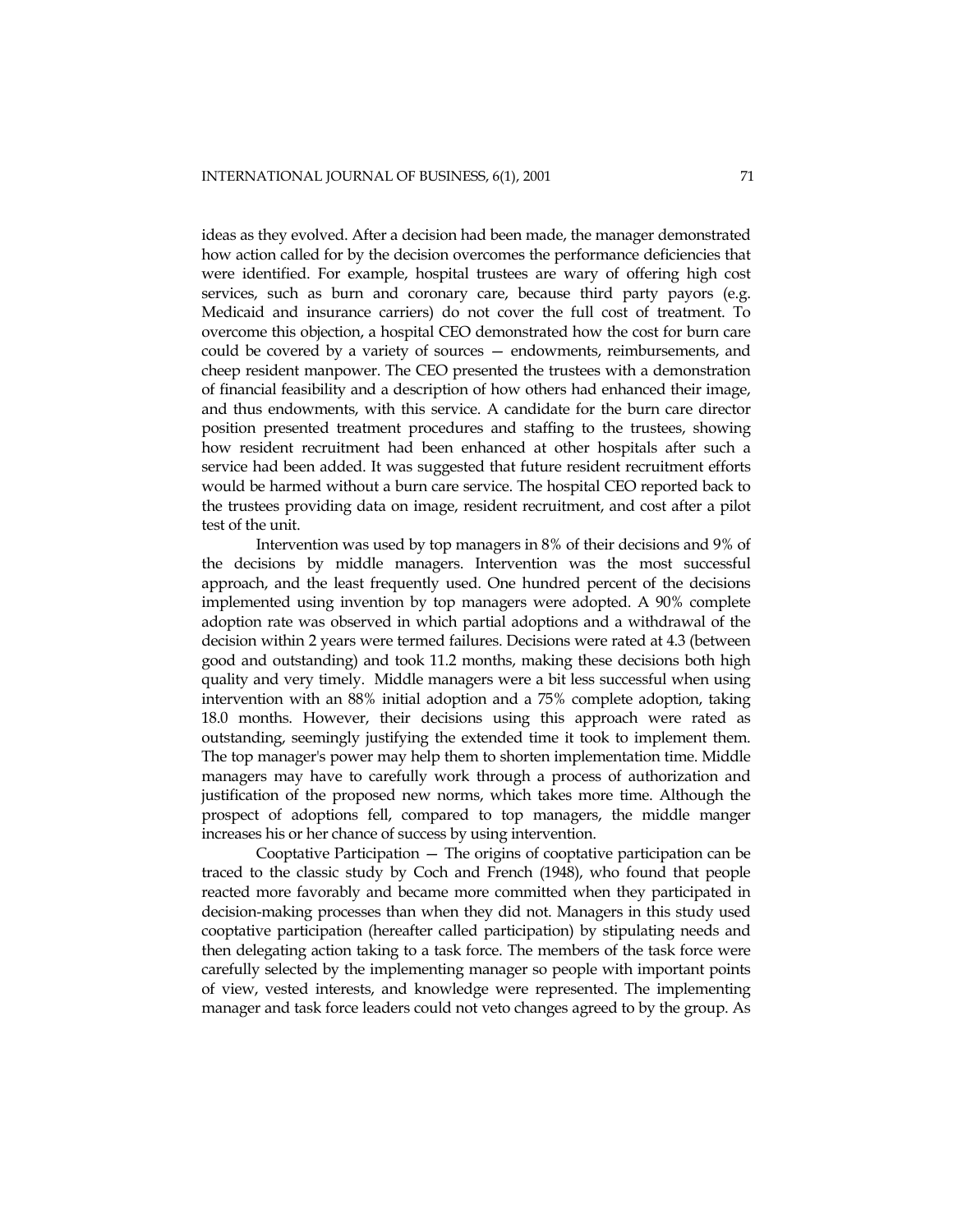ideas as they evolved. After a decision had been made, the manager demonstrated how action called for by the decision overcomes the performance deficiencies that were identified. For example, hospital trustees are wary of offering high cost services, such as burn and coronary care, because third party payors (e.g. Medicaid and insurance carriers) do not cover the full cost of treatment. To overcome this objection, a hospital CEO demonstrated how the cost for burn care could be covered by a variety of sources — endowments, reimbursements, and cheep resident manpower. The CEO presented the trustees with a demonstration of financial feasibility and a description of how others had enhanced their image, and thus endowments, with this service. A candidate for the burn care director position presented treatment procedures and staffing to the trustees, showing how resident recruitment had been enhanced at other hospitals after such a service had been added. It was suggested that future resident recruitment efforts would be harmed without a burn care service. The hospital CEO reported back to the trustees providing data on image, resident recruitment, and cost after a pilot test of the unit.

Intervention was used by top managers in 8% of their decisions and 9% of the decisions by middle managers. Intervention was the most successful approach, and the least frequently used. One hundred percent of the decisions implemented using invention by top managers were adopted. A 90% complete adoption rate was observed in which partial adoptions and a withdrawal of the decision within 2 years were termed failures. Decisions were rated at 4.3 (between good and outstanding) and took 11.2 months, making these decisions both high quality and very timely. Middle managers were a bit less successful when using intervention with an 88% initial adoption and a 75% complete adoption, taking 18.0 months. However, their decisions using this approach were rated as outstanding, seemingly justifying the extended time it took to implement them. The top manager's power may help them to shorten implementation time. Middle managers may have to carefully work through a process of authorization and justification of the proposed new norms, which takes more time. Although the prospect of adoptions fell, compared to top managers, the middle manger increases his or her chance of success by using intervention.

Cooptative Participation — The origins of cooptative participation can be traced to the classic study by Coch and French (1948), who found that people reacted more favorably and became more committed when they participated in decision-making processes than when they did not. Managers in this study used cooptative participation (hereafter called participation) by stipulating needs and then delegating action taking to a task force. The members of the task force were carefully selected by the implementing manager so people with important points of view, vested interests, and knowledge were represented. The implementing manager and task force leaders could not veto changes agreed to by the group. As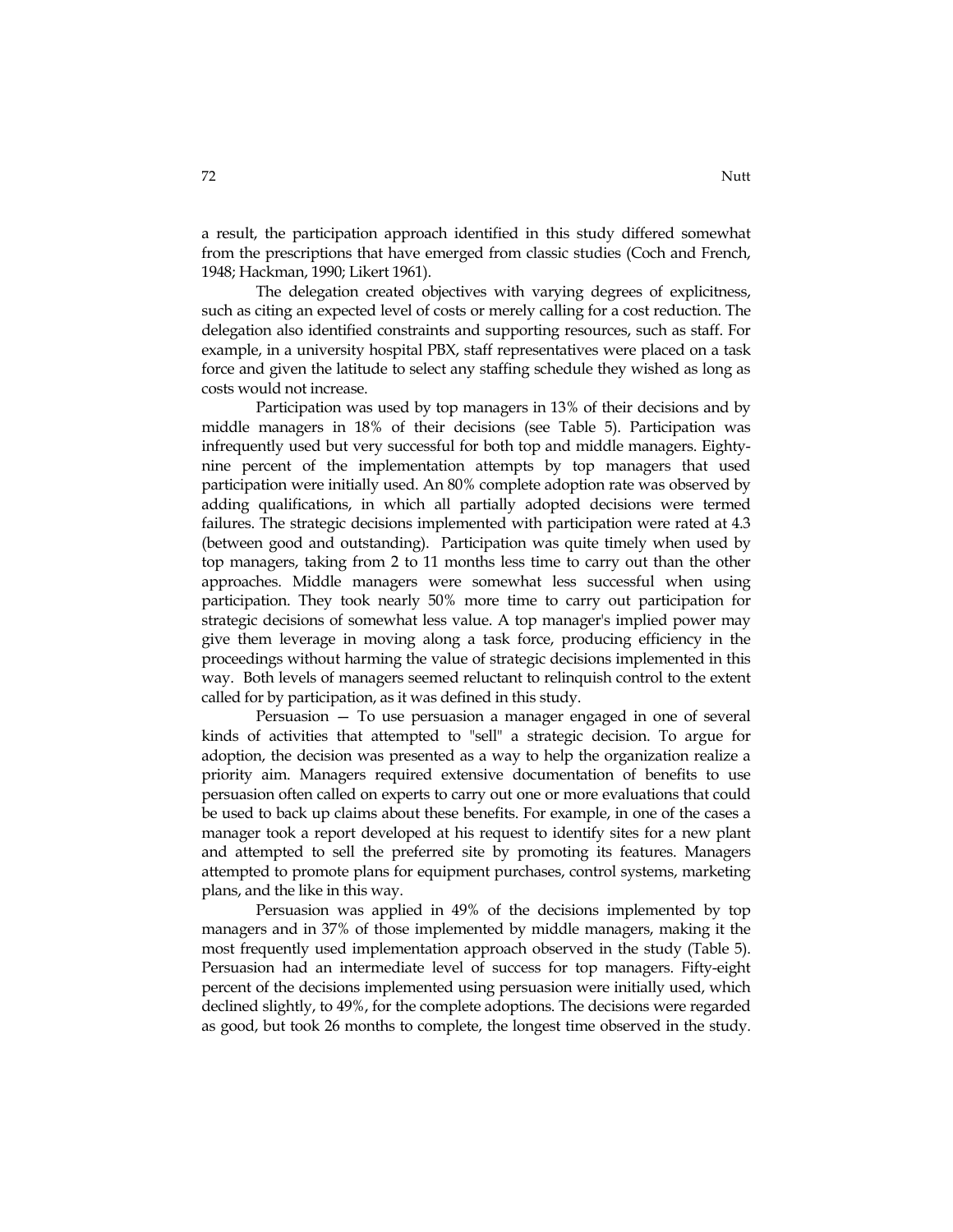a result, the participation approach identified in this study differed somewhat from the prescriptions that have emerged from classic studies (Coch and French, 1948; Hackman, 1990; Likert 1961).

The delegation created objectives with varying degrees of explicitness, such as citing an expected level of costs or merely calling for a cost reduction. The delegation also identified constraints and supporting resources, such as staff. For example, in a university hospital PBX, staff representatives were placed on a task force and given the latitude to select any staffing schedule they wished as long as costs would not increase.

Participation was used by top managers in 13% of their decisions and by middle managers in 18% of their decisions (see Table 5). Participation was infrequently used but very successful for both top and middle managers. Eighty-nine percent of the implementation attempts by top managers that used participation were initially used. An 80% complete adoption rate was observed by adding qualifications, in which all partially adopted decisions were termed failures. The strategic decisions implemented with participation were rated at 4.3 (between good and outstanding). Participation was quite timely when used by top managers, taking from 2 to 11 months less time to carry out than the other approaches. Middle managers were somewhat less successful when using participation. They took nearly 50% more time to carry out participation for strategic decisions of somewhat less value. A top manager's implied power may give them leverage in moving along a task force, producing efficiency in the proceedings without harming the value of strategic decisions implemented in this way. Both levels of managers seemed reluctant to relinquish control to the extent called for by participation, as it was defined in this study.

Persuasion — To use persuasion a manager engaged in one of several kinds of activities that attempted to "sell" a strategic decision. To argue for adoption, the decision was presented as a way to help the organization realize a priority aim. Managers required extensive documentation of benefits to use persuasion often called on experts to carry out one or more evaluations that could be used to back up claims about these benefits. For example, in one of the cases a manager took a report developed at his request to identify sites for a new plant and attempted to sell the preferred site by promoting its features. Managers attempted to promote plans for equipment purchases, control systems, marketing plans, and the like in this way.

Persuasion was applied in 49% of the decisions implemented by top managers and in 37% of those implemented by middle managers, making it the most frequently used implementation approach observed in the study (Table 5). Persuasion had an intermediate level of success for top managers. Fifty-eight percent of the decisions implemented using persuasion were initially used, which declined slightly, to 49%, for the complete adoptions. The decisions were regarded as good, but took 26 months to complete, the longest time observed in the study.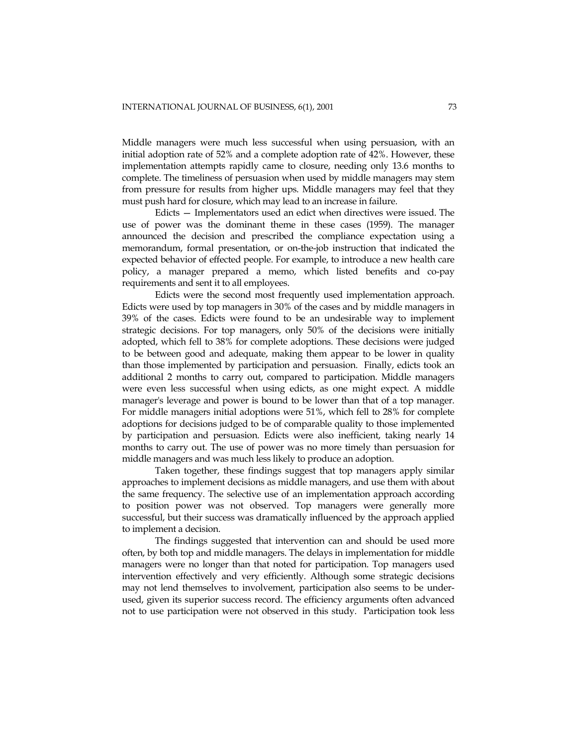Middle managers were much less successful when using persuasion, with an initial adoption rate of 52% and a complete adoption rate of 42%. However, these implementation attempts rapidly came to closure, needing only 13.6 months to complete. The timeliness of persuasion when used by middle managers may stem from pressure for results from higher ups. Middle managers may feel that they must push hard for closure, which may lead to an increase in failure.

Edicts — Implementators used an edict when directives were issued. The use of power was the dominant theme in these cases (1959). The manager announced the decision and prescribed the compliance expectation using a memorandum, formal presentation, or on-the-job instruction that indicated the expected behavior of effected people. For example, to introduce a new health care policy, a manager prepared a memo, which listed benefits and co-pay requirements and sent it to all employees.

Edicts were the second most frequently used implementation approach. Edicts were used by top managers in 30% of the cases and by middle managers in 39% of the cases. Edicts were found to be an undesirable way to implement strategic decisions. For top managers, only 50% of the decisions were initially adopted, which fell to 38% for complete adoptions. These decisions were judged to be between good and adequate, making them appear to be lower in quality than those implemented by participation and persuasion. Finally, edicts took an additional 2 months to carry out, compared to participation. Middle managers were even less successful when using edicts, as one might expect. A middle manager's leverage and power is bound to be lower than that of a top manager. For middle managers initial adoptions were 51%, which fell to 28% for complete adoptions for decisions judged to be of comparable quality to those implemented by participation and persuasion. Edicts were also inefficient, taking nearly 14 months to carry out. The use of power was no more timely than persuasion for middle managers and was much less likely to produce an adoption.

Taken together, these findings suggest that top managers apply similar approaches to implement decisions as middle managers, and use them with about the same frequency. The selective use of an implementation approach according to position power was not observed. Top managers were generally more successful, but their success was dramatically influenced by the approach applied to implement a decision.

The findings suggested that intervention can and should be used more often, by both top and middle managers. The delays in implementation for middle managers were no longer than that noted for participation. Top managers used intervention effectively and very efficiently. Although some strategic decisions may not lend themselves to involvement, participation also seems to be under-used, given its superior success record. The efficiency arguments often advanced not to use participation were not observed in this study. Participation took less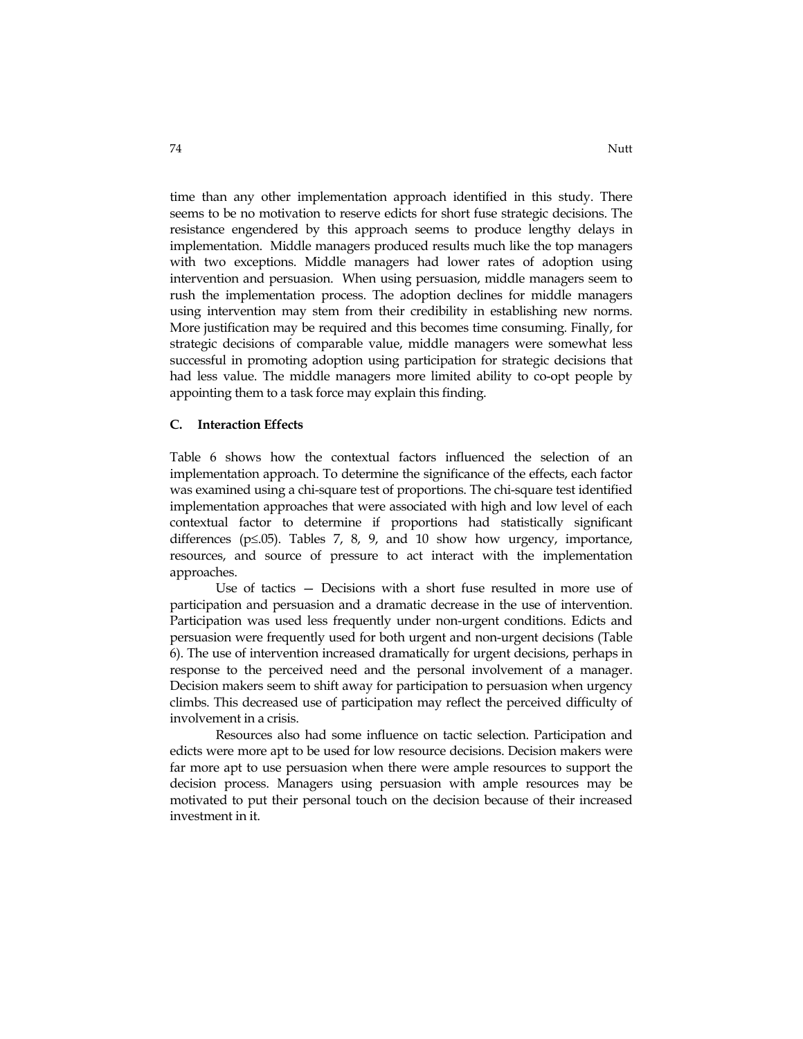time than any other implementation approach identified in this study. There seems to be no motivation to reserve edicts for short fuse strategic decisions. The resistance engendered by this approach seems to produce lengthy delays in implementation. Middle managers produced results much like the top managers with two exceptions. Middle managers had lower rates of adoption using intervention and persuasion. When using persuasion, middle managers seem to rush the implementation process. The adoption declines for middle managers using intervention may stem from their credibility in establishing new norms. More justification may be required and this becomes time consuming. Finally, for strategic decisions of comparable value, middle managers were somewhat less successful in promoting adoption using participation for strategic decisions that had less value. The middle managers more limited ability to co-opt people by appointing them to a task force may explain this finding.

### C. Interaction Effects

Table 6 shows how the contextual factors influenced the selection of an implementation approach. To determine the significance of the effects, each factor was examined using a chi-square test of proportions. The chi-square test identified implementation approaches that were associated with high and low level of each contextual factor to determine if proportions had statistically significant differences ($p \leq .05$). Tables 7, 8, 9, and 10 show how urgency, importance, resources, and source of pressure to act interact with the implementation approaches.

Use of tactics — Decisions with a short fuse resulted in more use of participation and persuasion and a dramatic decrease in the use of intervention. Participation was used less frequently under non-urgent conditions. Edicts and persuasion were frequently used for both urgent and non-urgent decisions (Table 6). The use of intervention increased dramatically for urgent decisions, perhaps in response to the perceived need and the personal involvement of a manager. Decision makers seem to shift away for participation to persuasion when urgency climbs. This decreased use of participation may reflect the perceived difficulty of involvement in a crisis.

Resources also had some influence on tactic selection. Participation and edicts were more apt to be used for low resource decisions. Decision makers were far more apt to use persuasion when there were ample resources to support the decision process. Managers using persuasion with ample resources may be motivated to put their personal touch on the decision because of their increased investment in it.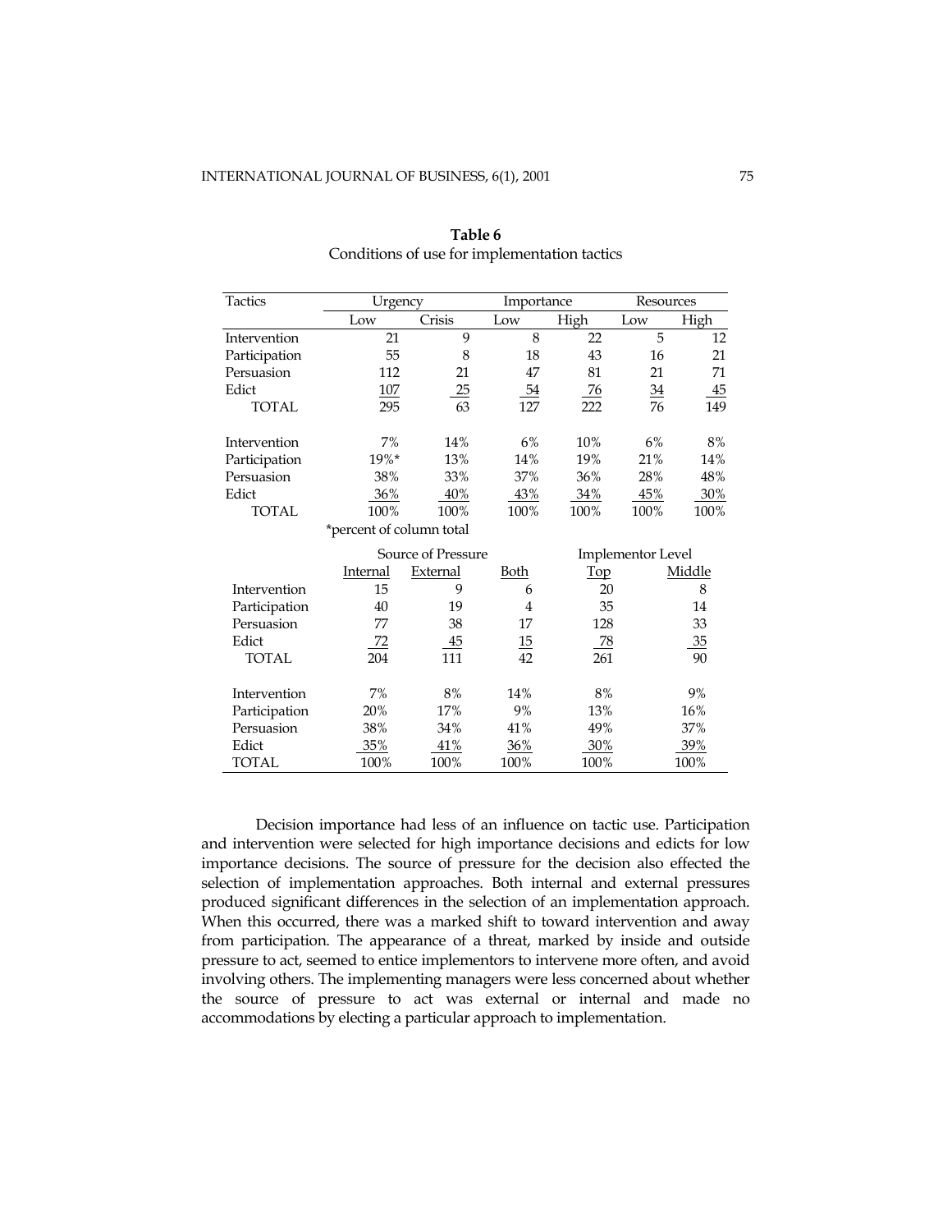**Table 6**
Conditions of use for implementation tactics

| Tactics | Urgency | | Importance | | Resources | |
|---|---|---|---|---|---|---|
| | Low | Crisis | Low | High | Low | High |
| Intervention | 21 | 9 | 8 | 22 | 5 | 12 |
| Participation | 55 | 8 | 18 | 43 | 16 | 21 |
| Persuasion | 112 | 21 | 47 | 81 | 21 | 71 |
| Edict | 107 | 25 | 54 | 76 | 34 | 45 |
| TOTAL | 295 | 63 | 127 | 222 | 76 | 149 |
| Intervention | 7% | 14% | 6% | 10% | 6% | 8% |
| Participation | 19%* | 13% | 14% | 19% | 21% | 14% |
| Persuasion | 38% | 33% | 37% | 36% | 28% | 48% |
| Edict | 36% | 40% | 43% | 34% | 45% | 30% |
| TOTAL | 100% | 100% | 100% | 100% | 100% | 100% |

*percent of column total

| | Source of Pressure | | | Implementor Level | |
|---|---|---|---|---|---|
| | Internal | External | Both | Top | Middle |
| Intervention | 15 | 9 | 6 | 20 | 8 |
| Participation | 40 | 19 | 4 | 35 | 14 |
| Persuasion | 77 | 38 | 17 | 128 | 33 |
| Edict | 72 | 45 | 15 | 78 | 35 |
| TOTAL | 204 | 111 | 42 | 261 | 90 |
| Intervention | 7% | 8% | 14% | 8% | 9% |
| Participation | 20% | 17% | 9% | 13% | 16% |
| Persuasion | 38% | 34% | 41% | 49% | 37% |
| Edict | 35% | 41% | 36% | 30% | 39% |
| TOTAL | 100% | 100% | 100% | 100% | 100% |

Decision importance had less of an influence on tactic use. Participation and intervention were selected for high importance decisions and edicts for low importance decisions. The source of pressure for the decision also effected the selection of implementation approaches. Both internal and external pressures produced significant differences in the selection of an implementation approach. When this occurred, there was a marked shift to toward intervention and away from participation. The appearance of a threat, marked by inside and outside pressure to act, seemed to entice implementors to intervene more often, and avoid involving others. The implementing managers were less concerned about whether the source of pressure to act was external or internal and made no accommodations by electing a particular approach to implementation.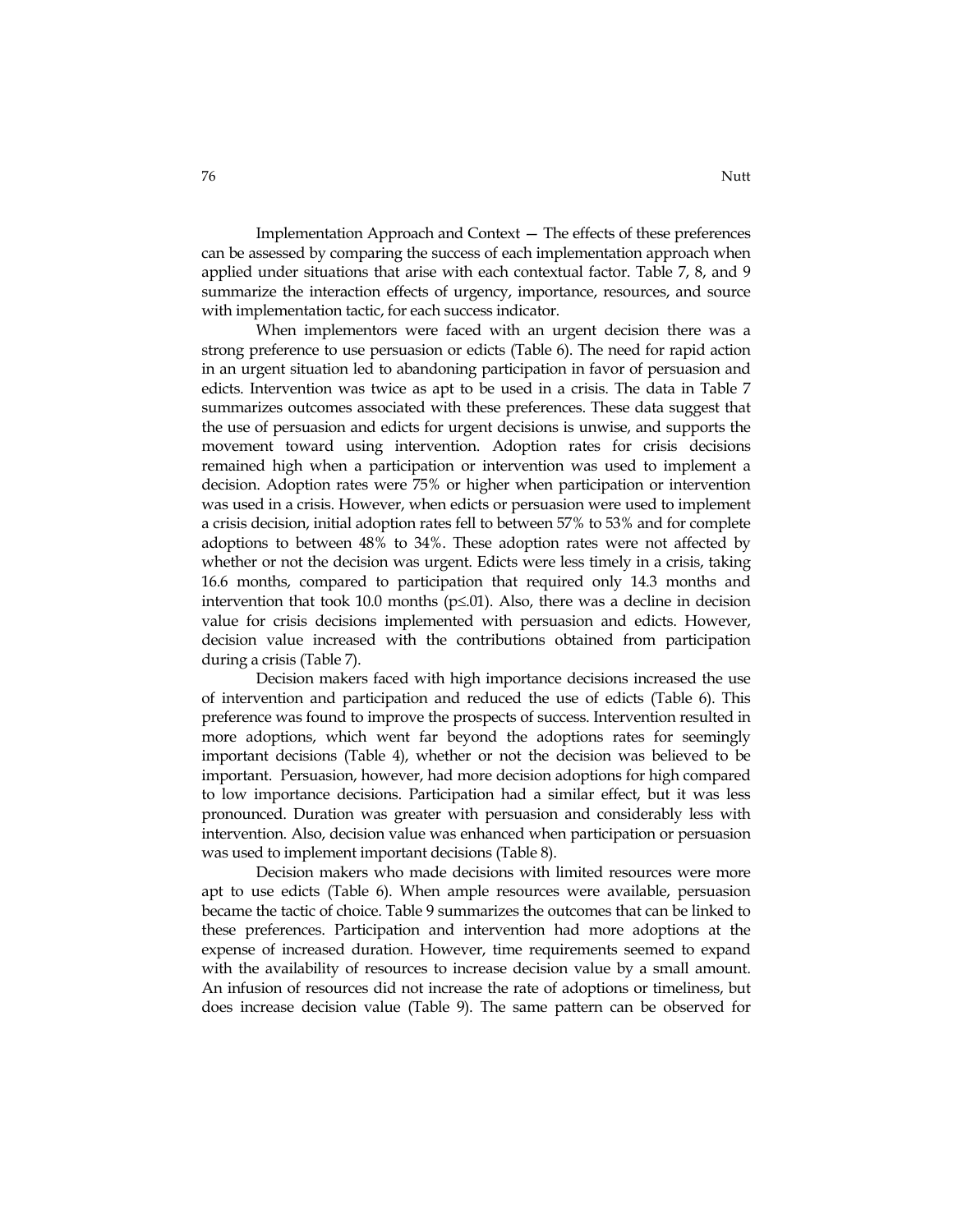Implementation Approach and Context — The effects of these preferences can be assessed by comparing the success of each implementation approach when applied under situations that arise with each contextual factor. Table 7, 8, and 9 summarize the interaction effects of urgency, importance, resources, and source with implementation tactic, for each success indicator.

When implementors were faced with an urgent decision there was a strong preference to use persuasion or edicts (Table 6). The need for rapid action in an urgent situation led to abandoning participation in favor of persuasion and edicts. Intervention was twice as apt to be used in a crisis. The data in Table 7 summarizes outcomes associated with these preferences. These data suggest that the use of persuasion and edicts for urgent decisions is unwise, and supports the movement toward using intervention. Adoption rates for crisis decisions remained high when a participation or intervention was used to implement a decision. Adoption rates were 75% or higher when participation or intervention was used in a crisis. However, when edicts or persuasion were used to implement a crisis decision, initial adoption rates fell to between 57% to 53% and for complete adoptions to between 48% to 34%. These adoption rates were not affected by whether or not the decision was urgent. Edicts were less timely in a crisis, taking 16.6 months, compared to participation that required only 14.3 months and intervention that took 10.0 months ($p \leq .01$). Also, there was a decline in decision value for crisis decisions implemented with persuasion and edicts. However, decision value increased with the contributions obtained from participation during a crisis (Table 7).

Decision makers faced with high importance decisions increased the use of intervention and participation and reduced the use of edicts (Table 6). This preference was found to improve the prospects of success. Intervention resulted in more adoptions, which went far beyond the adoptions rates for seemingly important decisions (Table 4), whether or not the decision was believed to be important. Persuasion, however, had more decision adoptions for high compared to low importance decisions. Participation had a similar effect, but it was less pronounced. Duration was greater with persuasion and considerably less with intervention. Also, decision value was enhanced when participation or persuasion was used to implement important decisions (Table 8).

Decision makers who made decisions with limited resources were more apt to use edicts (Table 6). When ample resources were available, persuasion became the tactic of choice. Table 9 summarizes the outcomes that can be linked to these preferences. Participation and intervention had more adoptions at the expense of increased duration. However, time requirements seemed to expand with the availability of resources to increase decision value by a small amount. An infusion of resources did not increase the rate of adoptions or timeliness, but does increase decision value (Table 9). The same pattern can be observed for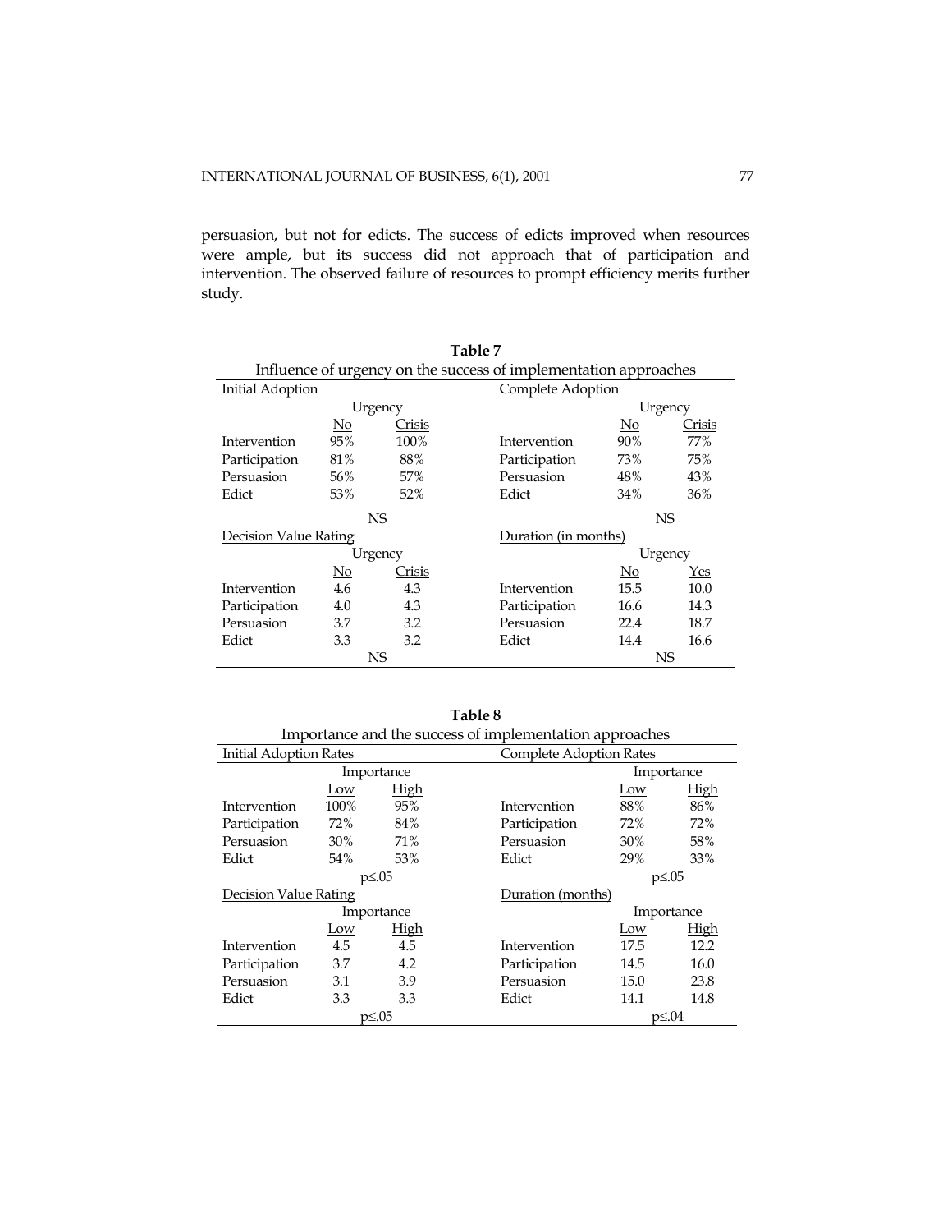persuasion, but not for edicts. The success of edicts improved when resources were ample, but its success did not approach that of participation and intervention. The observed failure of resources to prompt efficiency merits further study.

**Table 7**

Influence of urgency on the success of implementation approaches

| Initial Adoption | | | Complete Adoption | | |
|---|---|---|---|---|---|
| | Urgency | | | Urgency | |
| | No | Crisis | | No | Crisis |
| Intervention | 95% | 100% | Intervention | 90% | 77% |
| Participation | 81% | 88% | Participation | 73% | 75% |
| Persuasion | 56% | 57% | Persuasion | 48% | 43% |
| Edict | 53% | 52% | Edict | 34% | 36% |
| | NS | | | NS | |
| **Decision Value Rating** | | | **Duration (in months)** | | |
| | Urgency | | | Urgency | |
| | No | Crisis | | No | Yes |
| Intervention | 4.6 | 4.3 | Intervention | 15.5 | 10.0 |
| Participation | 4.0 | 4.3 | Participation | 16.6 | 14.3 |
| Persuasion | 3.7 | 3.2 | Persuasion | 22.4 | 18.7 |
| Edict | 3.3 | 3.2 | Edict | 14.4 | 16.6 |
| | NS | | | NS | |

**Table 8**

Importance and the success of implementation approaches

| Initial Adoption Rates | | | Complete Adoption Rates | | |
|---|---|---|---|---|---|
| | Importance | | | Importance | |
| | Low | High | | Low | High |
| Intervention | 100% | 95% | Intervention | 88% | 86% |
| Participation | 72% | 84% | Participation | 72% | 72% |
| Persuasion | 30% | 71% | Persuasion | 30% | 58% |
| Edict | 54% | 53% | Edict | 29% | 33% |
| | $p \leq .05$ | | | $p \leq .05$ | |
| **Decision Value Rating** | | | **Duration (months)** | | |
| | Importance | | | Importance | |
| | Low | High | | Low | High |
| Intervention | 4.5 | 4.5 | Intervention | 17.5 | 12.2 |
| Participation | 3.7 | 4.2 | Participation | 14.5 | 16.0 |
| Persuasion | 3.1 | 3.9 | Persuasion | 15.0 | 23.8 |
| Edict | 3.3 | 3.3 | Edict | 14.1 | 14.8 |
| | $p \leq .05$ | | | $p \leq .04$ | |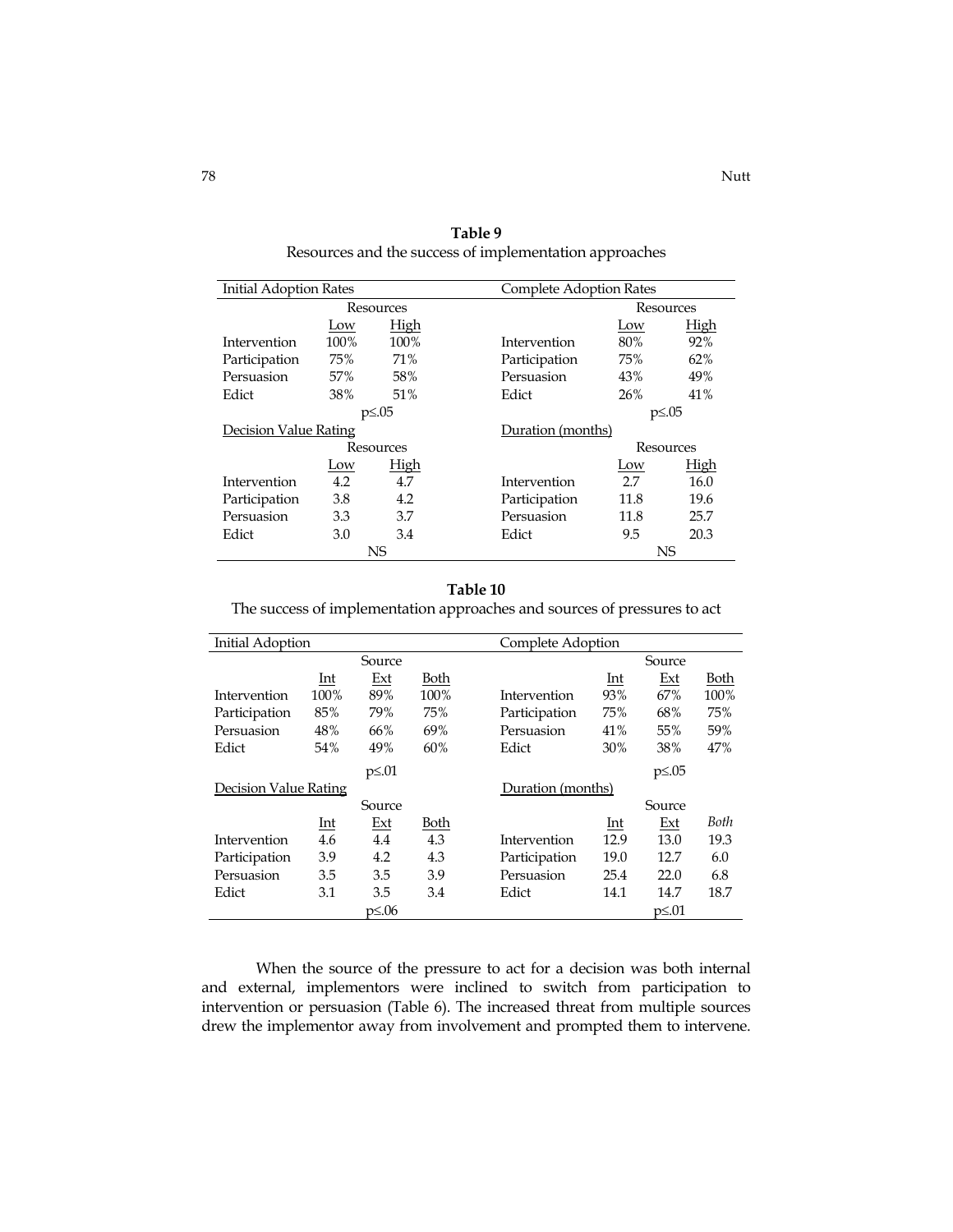**Table 9**
Resources and the success of implementation approaches

| Initial Adoption Rates | | | Complete Adoption Rates | | |
|---|---|---|---|---|---|
| | Resources | | | Resources | |
| | Low | High | | Low | High |
| Intervention | 100% | 100% | Intervention | 80% | 92% |
| Participation | 75% | 71% | Participation | 75% | 62% |
| Persuasion | 57% | 58% | Persuasion | 43% | 49% |
| Edict | 38% | 51% | Edict | 26% | 41% |
| | $p \leq .05$ | | | $p \leq .05$ | |
| **Decision Value Rating** | | | **Duration (months)** | | |
| | Resources | | | Resources | |
| | Low | High | | Low | High |
| Intervention | 4.2 | 4.7 | Intervention | 2.7 | 16.0 |
| Participation | 3.8 | 4.2 | Participation | 11.8 | 19.6 |
| Persuasion | 3.3 | 3.7 | Persuasion | 11.8 | 25.7 |
| Edict | 3.0 | 3.4 | Edict | 9.5 | 20.3 |
| | NS | | | NS | |

**Table 10**
The success of implementation approaches and sources of pressures to act

| Initial Adoption | | | | Complete Adoption | | | |
|---|---|---|---|---|---|---|---|
| | | Source | | | | Source | |
| | Int | Ext | Both | | Int | Ext | Both |
| Intervention | 100% | 89% | 100% | Intervention | 93% | 67% | 100% |
| Participation | 85% | 79% | 75% | Participation | 75% | 68% | 75% |
| Persuasion | 48% | 66% | 69% | Persuasion | 41% | 55% | 59% |
| Edict | 54% | 49% | 60% | Edict | 30% | 38% | 47% |
| | | $p \leq .01$ | | | | $p \leq .05$ | |
| **Decision Value Rating** | | | | **Duration (months)** | | | |
| | | Source | | | | Source | |
| | Int | Ext | Both | | Int | Ext | *Both* |
| Intervention | 4.6 | 4.4 | 4.3 | Intervention | 12.9 | 13.0 | 19.3 |
| Participation | 3.9 | 4.2 | 4.3 | Participation | 19.0 | 12.7 | 6.0 |
| Persuasion | 3.5 | 3.5 | 3.9 | Persuasion | 25.4 | 22.0 | 6.8 |
| Edict | 3.1 | 3.5 | 3.4 | Edict | 14.1 | 14.7 | 18.7 |
| | | $p \leq .06$ | | | | $p \leq .01$ | |

When the source of the pressure to act for a decision was both internal and external, implementors were inclined to switch from participation to intervention or persuasion (Table 6). The increased threat from multiple sources drew the implementor away from involvement and prompted them to intervene.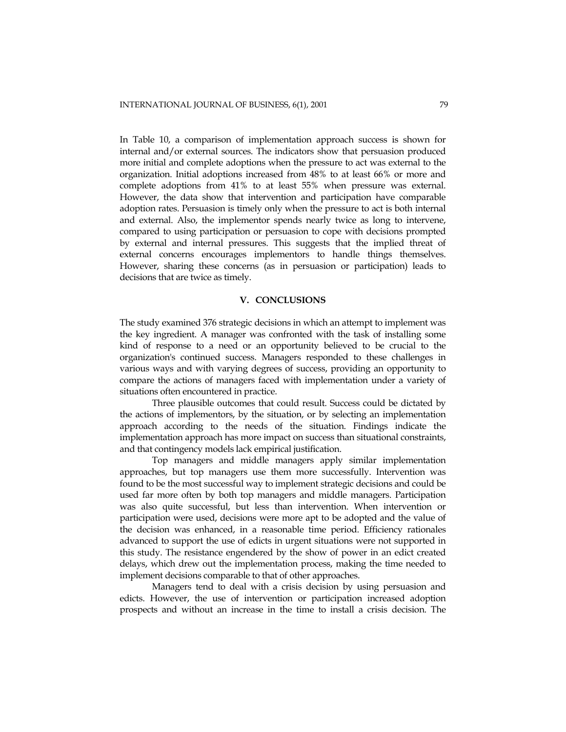In Table 10, a comparison of implementation approach success is shown for internal and/or external sources. The indicators show that persuasion produced more initial and complete adoptions when the pressure to act was external to the organization. Initial adoptions increased from 48% to at least 66% or more and complete adoptions from 41% to at least 55% when pressure was external. However, the data show that intervention and participation have comparable adoption rates. Persuasion is timely only when the pressure to act is both internal and external. Also, the implementor spends nearly twice as long to intervene, compared to using participation or persuasion to cope with decisions prompted by external and internal pressures. This suggests that the implied threat of external concerns encourages implementors to handle things themselves. However, sharing these concerns (as in persuasion or participation) leads to decisions that are twice as timely.

## V. CONCLUSIONS

The study examined 376 strategic decisions in which an attempt to implement was the key ingredient. A manager was confronted with the task of installing some kind of response to a need or an opportunity believed to be crucial to the organization's continued success. Managers responded to these challenges in various ways and with varying degrees of success, providing an opportunity to compare the actions of managers faced with implementation under a variety of situations often encountered in practice.

Three plausible outcomes that could result. Success could be dictated by the actions of implementors, by the situation, or by selecting an implementation approach according to the needs of the situation. Findings indicate the implementation approach has more impact on success than situational constraints, and that contingency models lack empirical justification.

Top managers and middle managers apply similar implementation approaches, but top managers use them more successfully. Intervention was found to be the most successful way to implement strategic decisions and could be used far more often by both top managers and middle managers. Participation was also quite successful, but less than intervention. When intervention or participation were used, decisions were more apt to be adopted and the value of the decision was enhanced, in a reasonable time period. Efficiency rationales advanced to support the use of edicts in urgent situations were not supported in this study. The resistance engendered by the show of power in an edict created delays, which drew out the implementation process, making the time needed to implement decisions comparable to that of other approaches.

Managers tend to deal with a crisis decision by using persuasion and edicts. However, the use of intervention or participation increased adoption prospects and without an increase in the time to install a crisis decision. The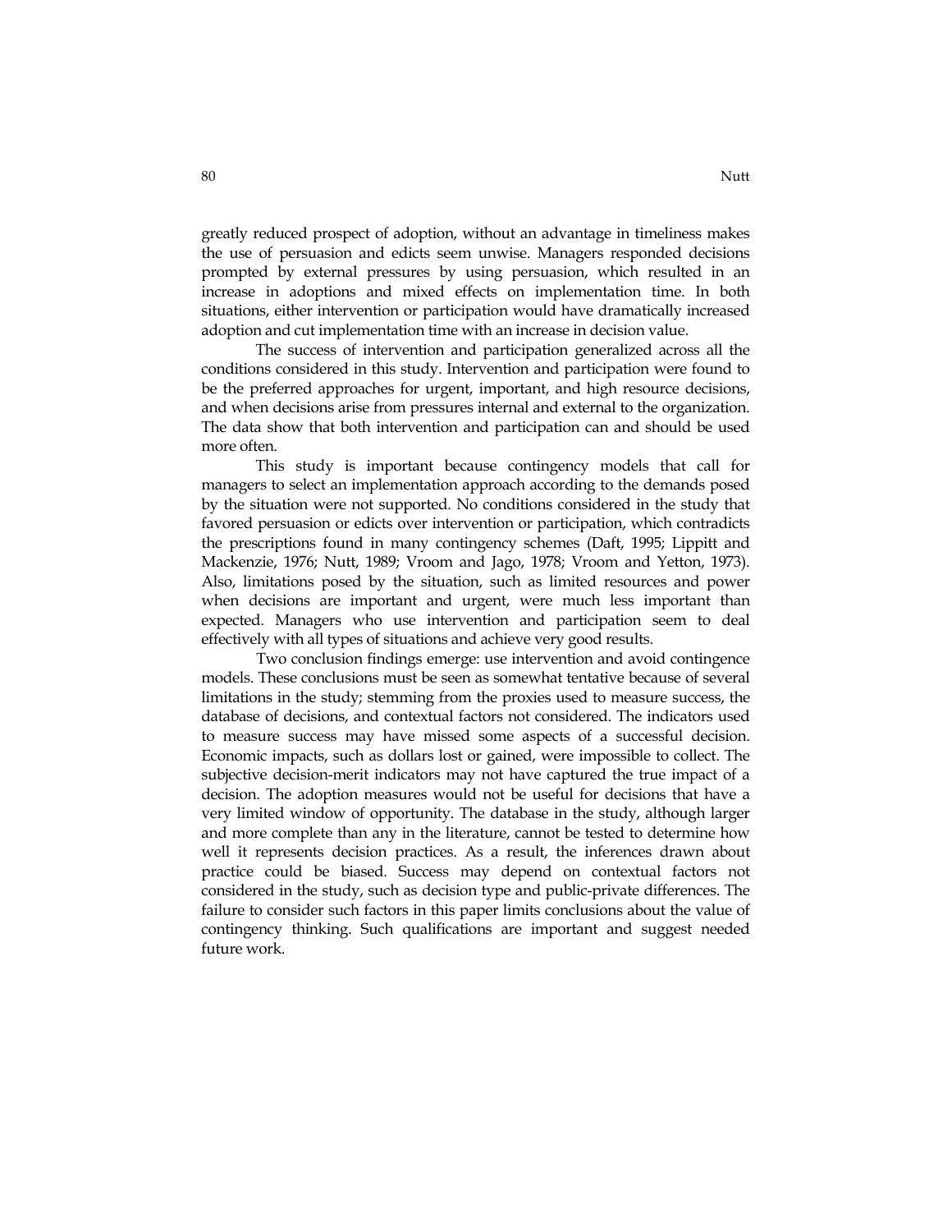greatly reduced prospect of adoption, without an advantage in timeliness makes the use of persuasion and edicts seem unwise. Managers responded decisions prompted by external pressures by using persuasion, which resulted in an increase in adoptions and mixed effects on implementation time. In both situations, either intervention or participation would have dramatically increased adoption and cut implementation time with an increase in decision value.

The success of intervention and participation generalized across all the conditions considered in this study. Intervention and participation were found to be the preferred approaches for urgent, important, and high resource decisions, and when decisions arise from pressures internal and external to the organization. The data show that both intervention and participation can and should be used more often.

This study is important because contingency models that call for managers to select an implementation approach according to the demands posed by the situation were not supported. No conditions considered in the study that favored persuasion or edicts over intervention or participation, which contradicts the prescriptions found in many contingency schemes (Daft, 1995; Lippitt and Mackenzie, 1976; Nutt, 1989; Vroom and Jago, 1978; Vroom and Yetton, 1973). Also, limitations posed by the situation, such as limited resources and power when decisions are important and urgent, were much less important than expected. Managers who use intervention and participation seem to deal effectively with all types of situations and achieve very good results.

Two conclusion findings emerge: use intervention and avoid contingence models. These conclusions must be seen as somewhat tentative because of several limitations in the study; stemming from the proxies used to measure success, the database of decisions, and contextual factors not considered. The indicators used to measure success may have missed some aspects of a successful decision. Economic impacts, such as dollars lost or gained, were impossible to collect. The subjective decision-merit indicators may not have captured the true impact of a decision. The adoption measures would not be useful for decisions that have a very limited window of opportunity. The database in the study, although larger and more complete than any in the literature, cannot be tested to determine how well it represents decision practices. As a result, the inferences drawn about practice could be biased. Success may depend on contextual factors not considered in the study, such as decision type and public-private differences. The failure to consider such factors in this paper limits conclusions about the value of contingency thinking. Such qualifications are important and suggest needed future work.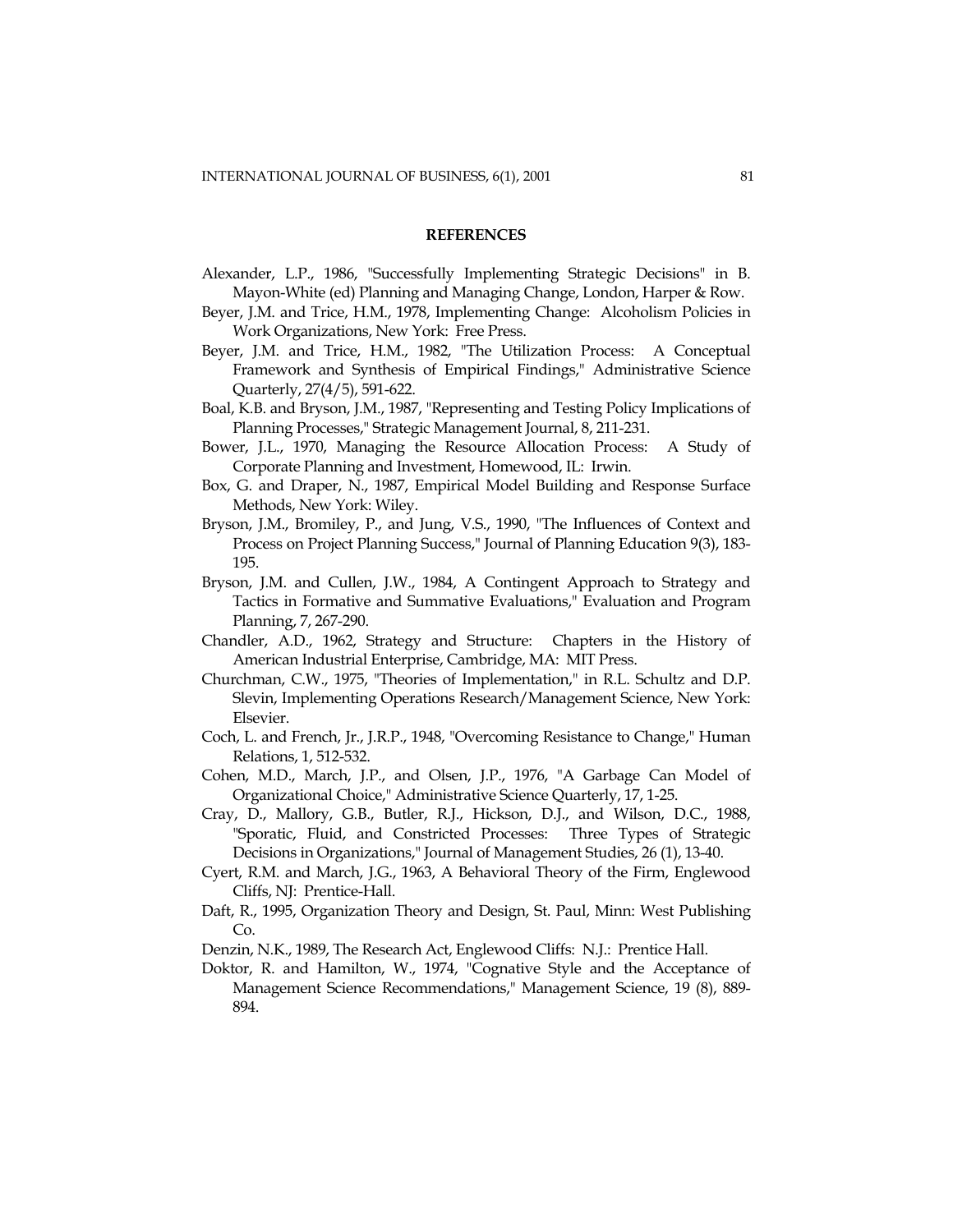## REFERENCES

Alexander, L.P., 1986, "Successfully Implementing Strategic Decisions" in B. Mayon-White (ed) Planning and Managing Change, London, Harper & Row.

Beyer, J.M. and Trice, H.M., 1978, Implementing Change: Alcoholism Policies in Work Organizations, New York: Free Press.

Beyer, J.M. and Trice, H.M., 1982, "The Utilization Process: A Conceptual Framework and Synthesis of Empirical Findings," Administrative Science Quarterly, 27(4/5), 591-622.

Boal, K.B. and Bryson, J.M., 1987, "Representing and Testing Policy Implications of Planning Processes," Strategic Management Journal, 8, 211-231.

Bower, J.L., 1970, Managing the Resource Allocation Process: A Study of Corporate Planning and Investment, Homewood, IL: Irwin.

Box, G. and Draper, N., 1987, Empirical Model Building and Response Surface Methods, New York: Wiley.

Bryson, J.M., Bromiley, P., and Jung, V.S., 1990, "The Influences of Context and Process on Project Planning Success," Journal of Planning Education 9(3), 183-195.

Bryson, J.M. and Cullen, J.W., 1984, A Contingent Approach to Strategy and Tactics in Formative and Summative Evaluations," Evaluation and Program Planning, 7, 267-290.

Chandler, A.D., 1962, Strategy and Structure: Chapters in the History of American Industrial Enterprise, Cambridge, MA: MIT Press.

Churchman, C.W., 1975, "Theories of Implementation," in R.L. Schultz and D.P. Slevin, Implementing Operations Research/Management Science, New York: Elsevier.

Coch, L. and French, Jr., J.R.P., 1948, "Overcoming Resistance to Change," Human Relations, 1, 512-532.

Cohen, M.D., March, J.P., and Olsen, J.P., 1976, "A Garbage Can Model of Organizational Choice," Administrative Science Quarterly, 17, 1-25.

Cray, D., Mallory, G.B., Butler, R.J., Hickson, D.J., and Wilson, D.C., 1988, "Sporatic, Fluid, and Constricted Processes: Three Types of Strategic Decisions in Organizations," Journal of Management Studies, 26 (1), 13-40.

Cyert, R.M. and March, J.G., 1963, A Behavioral Theory of the Firm, Englewood Cliffs, NJ: Prentice-Hall.

Daft, R., 1995, Organization Theory and Design, St. Paul, Minn: West Publishing Co.

Denzin, N.K., 1989, The Research Act, Englewood Cliffs: N.J.: Prentice Hall.

Doktor, R. and Hamilton, W., 1974, "Cognative Style and the Acceptance of Management Science Recommendations," Management Science, 19 (8), 889-894.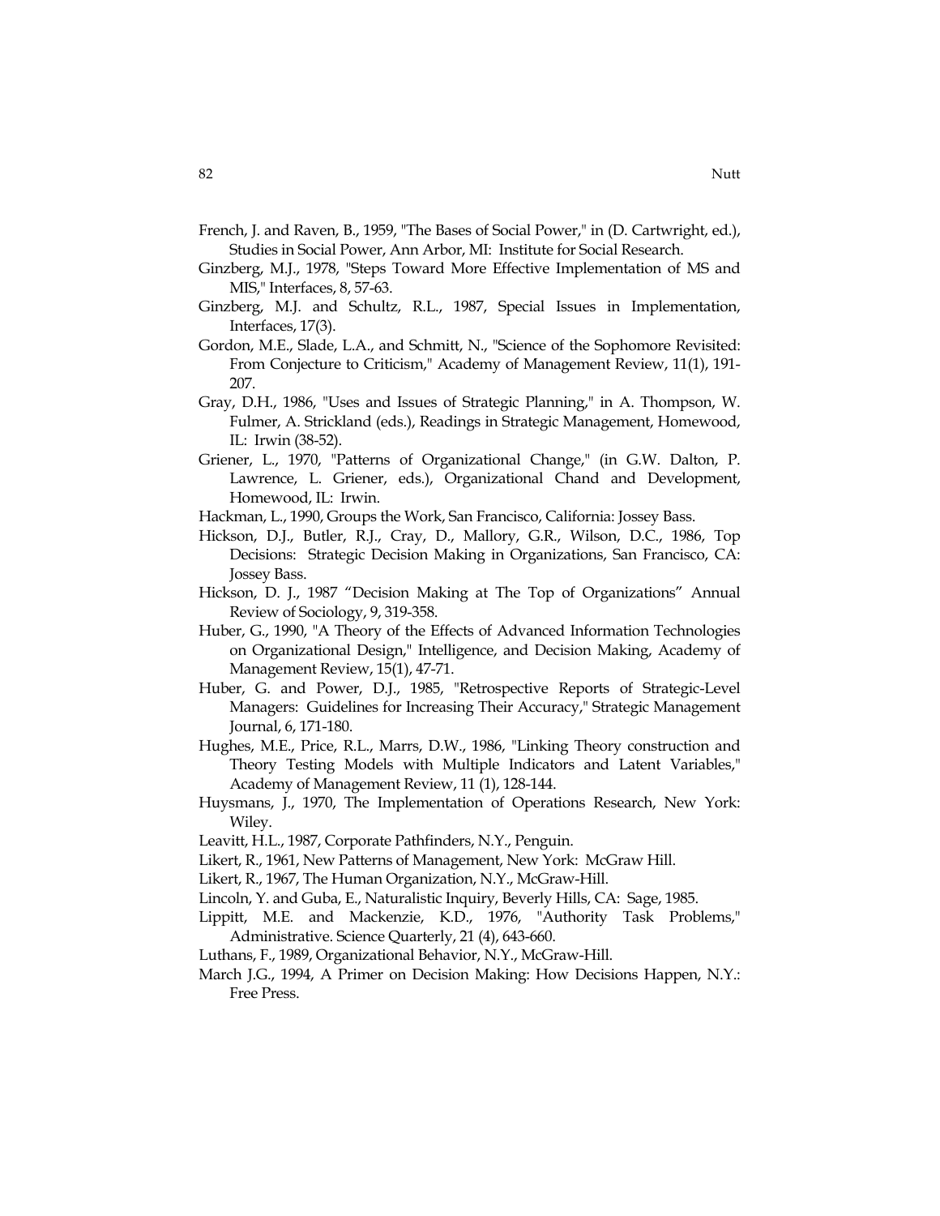French, J. and Raven, B., 1959, "The Bases of Social Power," in (D. Cartwright, ed.), Studies in Social Power, Ann Arbor, MI: Institute for Social Research.

Ginzberg, M.J., 1978, "Steps Toward More Effective Implementation of MS and MIS," Interfaces, 8, 57-63.

Ginzberg, M.J. and Schultz, R.L., 1987, Special Issues in Implementation, Interfaces, 17(3).

Gordon, M.E., Slade, L.A., and Schmitt, N., "Science of the Sophomore Revisited: From Conjecture to Criticism," Academy of Management Review, 11(1), 191-207.

Gray, D.H., 1986, "Uses and Issues of Strategic Planning," in A. Thompson, W. Fulmer, A. Strickland (eds.), Readings in Strategic Management, Homewood, IL: Irwin (38-52).

Griener, L., 1970, "Patterns of Organizational Change," (in G.W. Dalton, P. Lawrence, L. Griener, eds.), Organizational Chand and Development, Homewood, IL: Irwin.

Hackman, L., 1990, Groups the Work, San Francisco, California: Jossey Bass.

Hickson, D.J., Butler, R.J., Cray, D., Mallory, G.R., Wilson, D.C., 1986, Top Decisions: Strategic Decision Making in Organizations, San Francisco, CA: Jossey Bass.

Hickson, D. J., 1987 "Decision Making at The Top of Organizations" Annual Review of Sociology, 9, 319-358.

Huber, G., 1990, "A Theory of the Effects of Advanced Information Technologies on Organizational Design," Intelligence, and Decision Making, Academy of Management Review, 15(1), 47-71.

Huber, G. and Power, D.J., 1985, "Retrospective Reports of Strategic-Level Managers: Guidelines for Increasing Their Accuracy," Strategic Management Journal, 6, 171-180.

Hughes, M.E., Price, R.L., Marrs, D.W., 1986, "Linking Theory construction and Theory Testing Models with Multiple Indicators and Latent Variables," Academy of Management Review, 11 (1), 128-144.

Huysmans, J., 1970, The Implementation of Operations Research, New York: Wiley.

Leavitt, H.L., 1987, Corporate Pathfinders, N.Y., Penguin.

Likert, R., 1961, New Patterns of Management, New York: McGraw Hill.

Likert, R., 1967, The Human Organization, N.Y., McGraw-Hill.

Lincoln, Y. and Guba, E., Naturalistic Inquiry, Beverly Hills, CA: Sage, 1985.

Lippitt, M.E. and Mackenzie, K.D., 1976, "Authority Task Problems," Administrative. Science Quarterly, 21 (4), 643-660.

Luthans, F., 1989, Organizational Behavior, N.Y., McGraw-Hill.

March J.G., 1994, A Primer on Decision Making: How Decisions Happen, N.Y.: Free Press.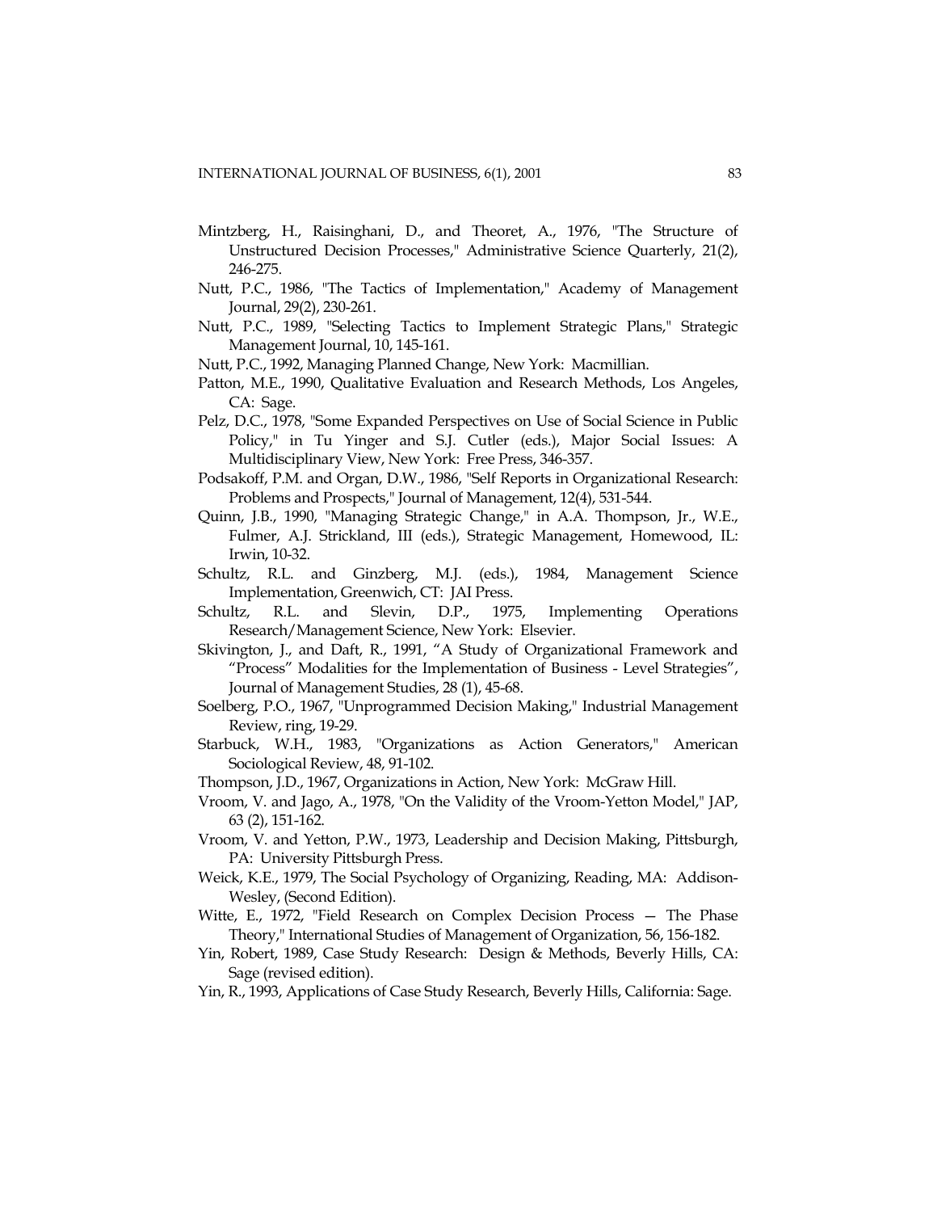Mintzberg, H., Raisinghani, D., and Theoret, A., 1976, "The Structure of Unstructured Decision Processes," Administrative Science Quarterly, 21(2), 246-275.

Nutt, P.C., 1986, "The Tactics of Implementation," Academy of Management Journal, 29(2), 230-261.

Nutt, P.C., 1989, "Selecting Tactics to Implement Strategic Plans," Strategic Management Journal, 10, 145-161.

Nutt, P.C., 1992, Managing Planned Change, New York: Macmillian.

Patton, M.E., 1990, Qualitative Evaluation and Research Methods, Los Angeles, CA: Sage.

Pelz, D.C., 1978, "Some Expanded Perspectives on Use of Social Science in Public Policy," in Tu Yinger and S.J. Cutler (eds.), Major Social Issues: A Multidisciplinary View, New York: Free Press, 346-357.

Podsakoff, P.M. and Organ, D.W., 1986, "Self Reports in Organizational Research: Problems and Prospects," Journal of Management, 12(4), 531-544.

Quinn, J.B., 1990, "Managing Strategic Change," in A.A. Thompson, Jr., W.E., Fulmer, A.J. Strickland, III (eds.), Strategic Management, Homewood, IL: Irwin, 10-32.

Schultz, R.L. and Ginzberg, M.J. (eds.), 1984, Management Science Implementation, Greenwich, CT: JAI Press.

Schultz, R.L. and Slevin, D.P., 1975, Implementing Operations Research/Management Science, New York: Elsevier.

Skivington, J., and Daft, R., 1991, "A Study of Organizational Framework and "Process" Modalities for the Implementation of Business - Level Strategies", Journal of Management Studies, 28 (1), 45-68.

Soelberg, P.O., 1967, "Unprogrammed Decision Making," Industrial Management Review, ring, 19-29.

Starbuck, W.H., 1983, "Organizations as Action Generators," American Sociological Review, 48, 91-102.

Thompson, J.D., 1967, Organizations in Action, New York: McGraw Hill.

Vroom, V. and Jago, A., 1978, "On the Validity of the Vroom-Yetton Model," JAP, 63 (2), 151-162.

Vroom, V. and Yetton, P.W., 1973, Leadership and Decision Making, Pittsburgh, PA: University Pittsburgh Press.

Weick, K.E., 1979, The Social Psychology of Organizing, Reading, MA: Addison-Wesley, (Second Edition).

Witte, E., 1972, "Field Research on Complex Decision Process — The Phase Theory," International Studies of Management of Organization, 56, 156-182.

Yin, Robert, 1989, Case Study Research: Design & Methods, Beverly Hills, CA: Sage (revised edition).

Yin, R., 1993, Applications of Case Study Research, Beverly Hills, California: Sage.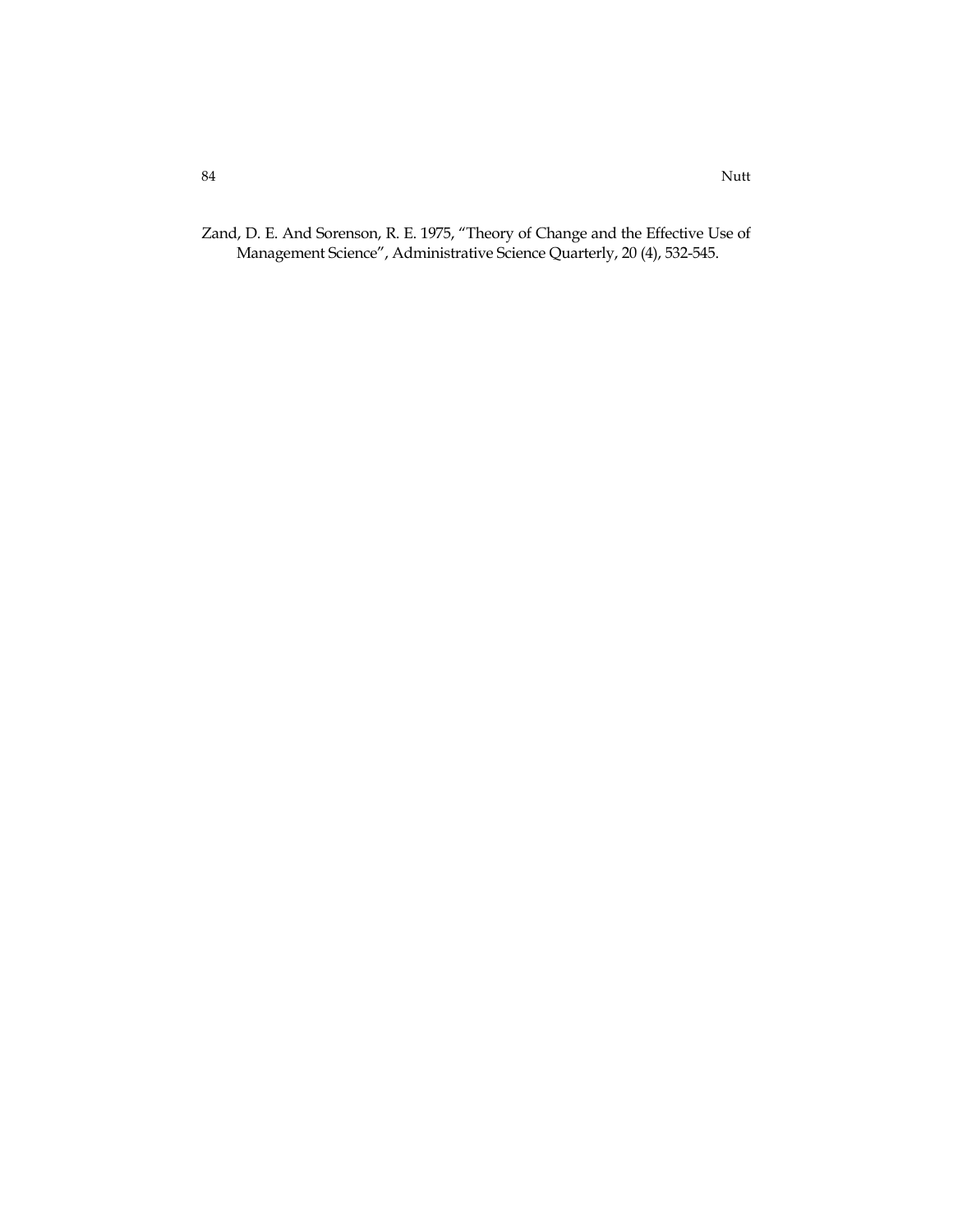Zand, D. E. And Sorenson, R. E. 1975, "Theory of Change and the Effective Use of Management Science", Administrative Science Quarterly, 20 (4), 532-545.